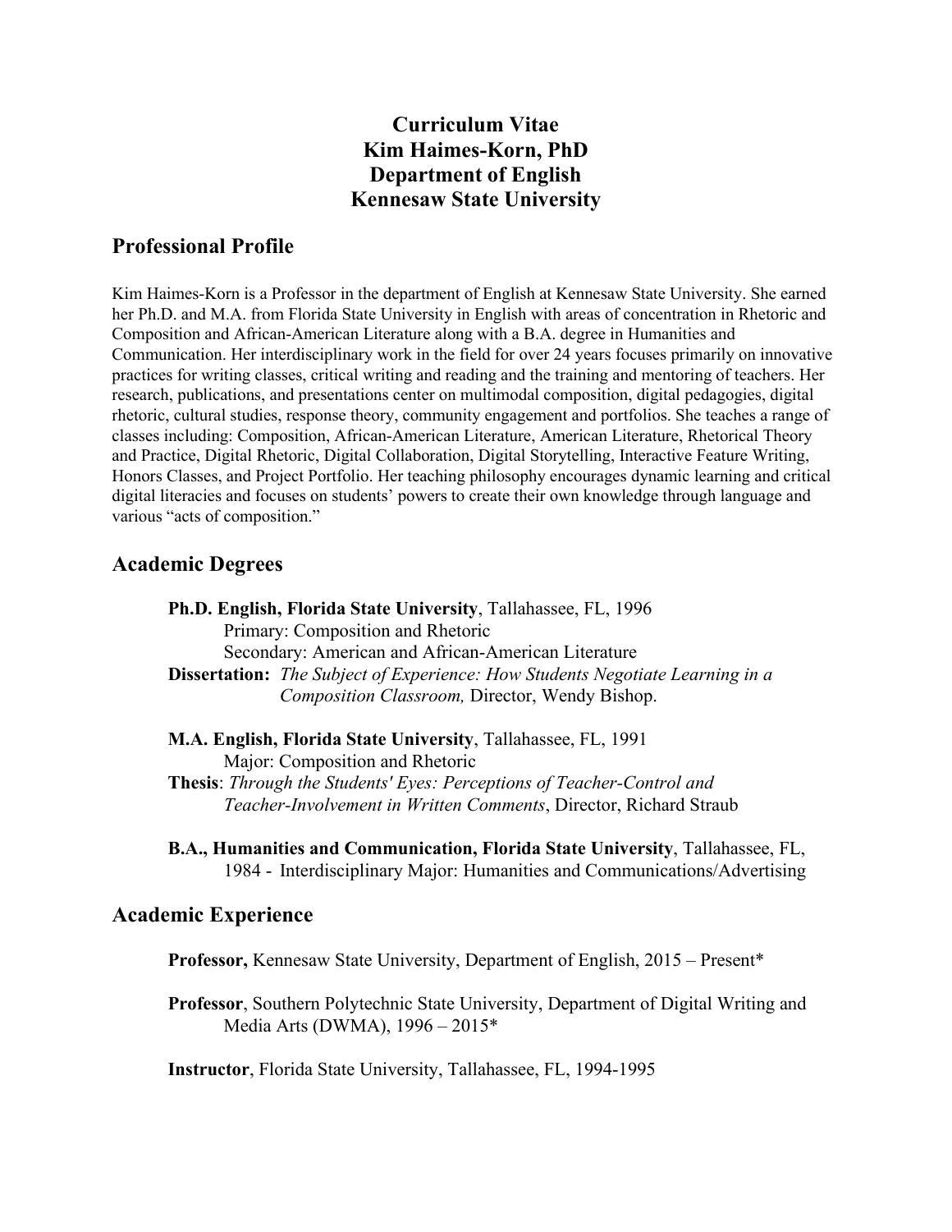# Curriculum Vitae
# Kim Haimes-Korn, PhD
# Department of English
# Kennesaw State University

## Professional Profile

Kim Haimes-Korn is a Professor in the department of English at Kennesaw State University. She earned her Ph.D. and M.A. from Florida State University in English with areas of concentration in Rhetoric and Composition and African-American Literature along with a B.A. degree in Humanities and Communication. Her interdisciplinary work in the field for over 24 years focuses primarily on innovative practices for writing classes, critical writing and reading and the training and mentoring of teachers. Her research, publications, and presentations center on multimodal composition, digital pedagogies, digital rhetoric, cultural studies, response theory, community engagement and portfolios. She teaches a range of classes including: Composition, African-American Literature, American Literature, Rhetorical Theory and Practice, Digital Rhetoric, Digital Collaboration, Digital Storytelling, Interactive Feature Writing, Honors Classes, and Project Portfolio. Her teaching philosophy encourages dynamic learning and critical digital literacies and focuses on students' powers to create their own knowledge through language and various "acts of composition."

## Academic Degrees

**Ph.D. English, Florida State University**, Tallahassee, FL, 1996
Primary: Composition and Rhetoric
Secondary: American and African-American Literature
**Dissertation:** *The Subject of Experience: How Students Negotiate Learning in a Composition Classroom,* Director, Wendy Bishop.

**M.A. English, Florida State University**, Tallahassee, FL, 1991
Major: Composition and Rhetoric
**Thesis**: *Through the Students' Eyes: Perceptions of Teacher-Control and Teacher-Involvement in Written Comments*, Director, Richard Straub

**B.A., Humanities and Communication, Florida State University**, Tallahassee, FL, 1984 - Interdisciplinary Major: Humanities and Communications/Advertising

## Academic Experience

**Professor,** Kennesaw State University, Department of English, 2015 – Present*

**Professor**, Southern Polytechnic State University, Department of Digital Writing and Media Arts (DWMA), 1996 – 2015*

**Instructor**, Florida State University, Tallahassee, FL, 1994-1995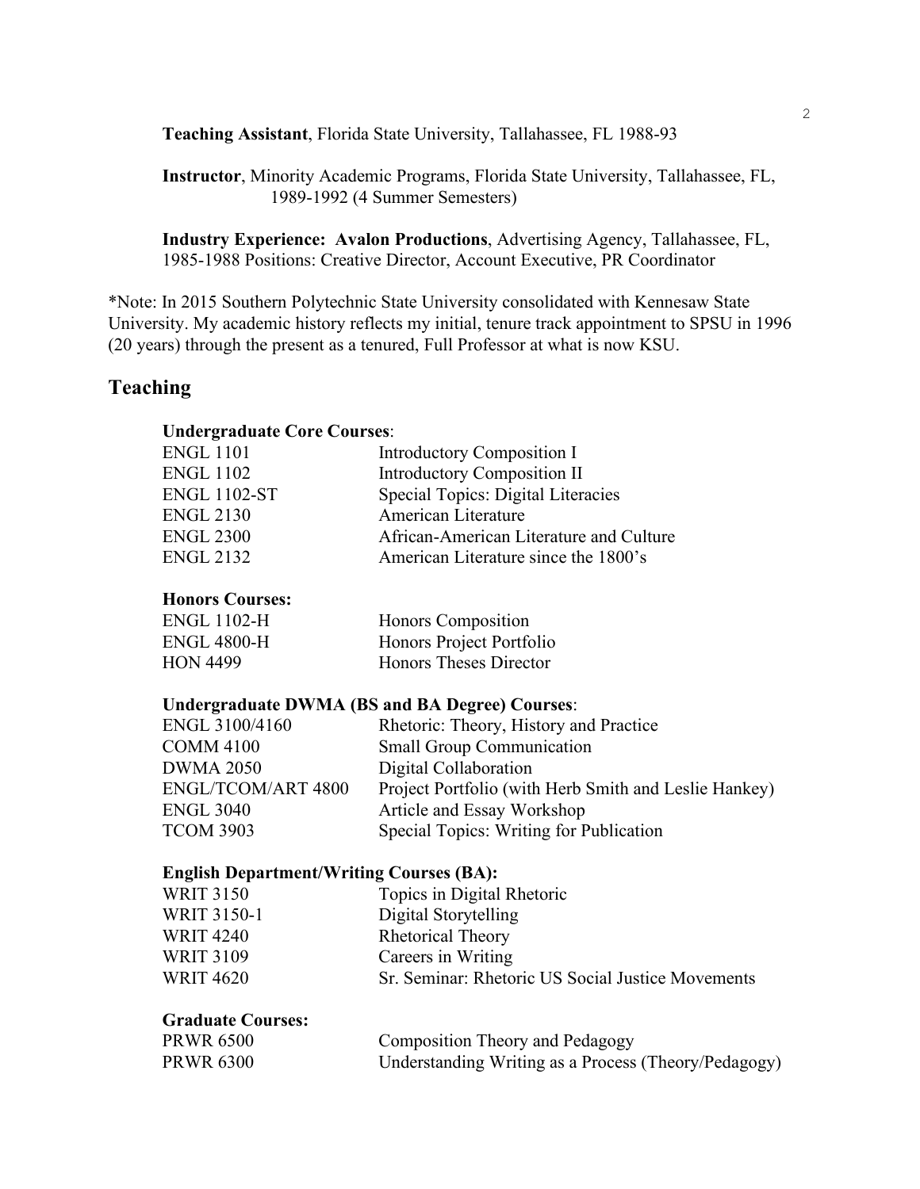**Teaching Assistant**, Florida State University, Tallahassee, FL 1988-93

**Instructor**, Minority Academic Programs, Florida State University, Tallahassee, FL, 1989-1992 (4 Summer Semesters)

**Industry Experience: Avalon Productions**, Advertising Agency, Tallahassee, FL, 1985-1988 Positions: Creative Director, Account Executive, PR Coordinator

*Note: In 2015 Southern Polytechnic State University consolidated with Kennesaw State University. My academic history reflects my initial, tenure track appointment to SPSU in 1996 (20 years) through the present as a tenured, Full Professor at what is now KSU.

## Teaching

**Undergraduate Core Courses**:

| | |
|---|---|
| ENGL 1101 | Introductory Composition I |
| ENGL 1102 | Introductory Composition II |
| ENGL 1102-ST | Special Topics: Digital Literacies |
| ENGL 2130 | American Literature |
| ENGL 2300 | African-American Literature and Culture |
| ENGL 2132 | American Literature since the 1800's |

**Honors Courses:**

| | |
|---|---|
| ENGL 1102-H | Honors Composition |
| ENGL 4800-H | Honors Project Portfolio |
| HON 4499 | Honors Theses Director |

**Undergraduate DWMA (BS and BA Degree) Courses**:

| | |
|---|---|
| ENGL 3100/4160 | Rhetoric: Theory, History and Practice |
| COMM 4100 | Small Group Communication |
| DWMA 2050 | Digital Collaboration |
| ENGL/TCOM/ART 4800 | Project Portfolio (with Herb Smith and Leslie Hankey) |
| ENGL 3040 | Article and Essay Workshop |
| TCOM 3903 | Special Topics: Writing for Publication |

**English Department/Writing Courses (BA):**

| | |
|---|---|
| WRIT 3150 | Topics in Digital Rhetoric |
| WRIT 3150-1 | Digital Storytelling |
| WRIT 4240 | Rhetorical Theory |
| WRIT 3109 | Careers in Writing |
| WRIT 4620 | Sr. Seminar: Rhetoric US Social Justice Movements |

**Graduate Courses:**

| | |
|---|---|
| PRWR 6500 | Composition Theory and Pedagogy |
| PRWR 6300 | Understanding Writing as a Process (Theory/Pedagogy) |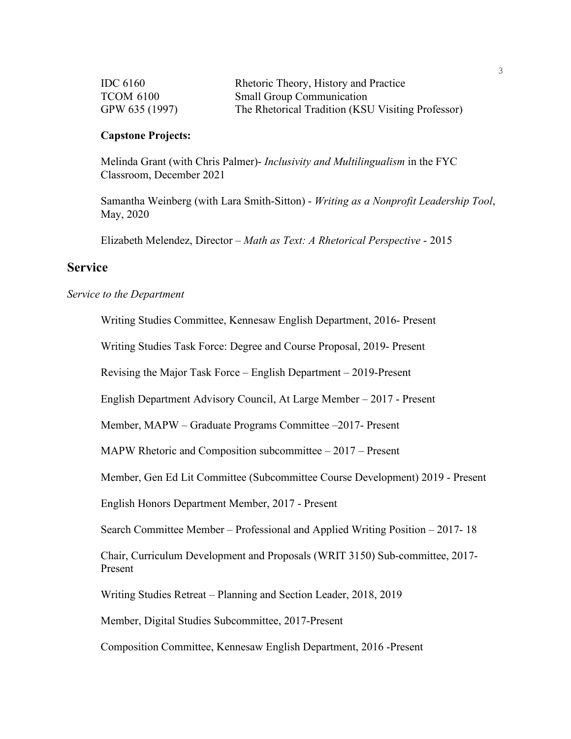| | |
|---|---|
| IDC 6160 | Rhetoric Theory, History and Practice |
| TCOM 6100 | Small Group Communication |
| GPW 635 (1997) | The Rhetorical Tradition (KSU Visiting Professor) |

**Capstone Projects:**

Melinda Grant (with Chris Palmer)- *Inclusivity and Multilingualism* in the FYC Classroom, December 2021

Samantha Weinberg (with Lara Smith-Sitton) - *Writing as a Nonprofit Leadership Tool*, May, 2020

Elizabeth Melendez, Director – *Math as Text: A Rhetorical Perspective* - 2015

## Service

*Service to the Department*

Writing Studies Committee, Kennesaw English Department, 2016- Present

Writing Studies Task Force: Degree and Course Proposal, 2019- Present

Revising the Major Task Force – English Department – 2019-Present

English Department Advisory Council, At Large Member – 2017 - Present

Member, MAPW – Graduate Programs Committee –2017- Present

MAPW Rhetoric and Composition subcommittee – 2017 – Present

Member, Gen Ed Lit Committee (Subcommittee Course Development) 2019 - Present

English Honors Department Member, 2017 - Present

Search Committee Member – Professional and Applied Writing Position – 2017- 18

Chair, Curriculum Development and Proposals (WRIT 3150) Sub-committee, 2017-Present

Writing Studies Retreat – Planning and Section Leader, 2018, 2019

Member, Digital Studies Subcommittee, 2017-Present

Composition Committee, Kennesaw English Department, 2016 -Present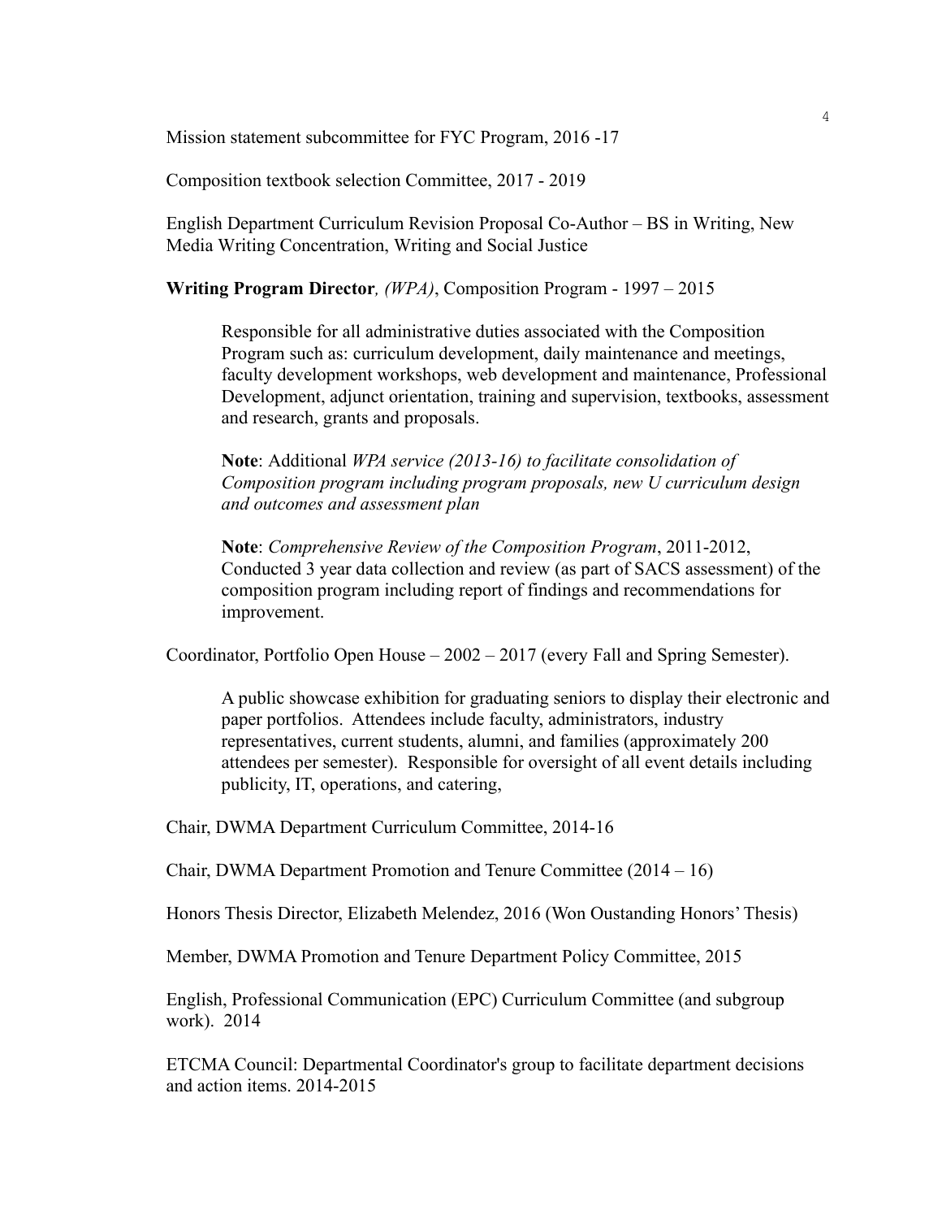Mission statement subcommittee for FYC Program, 2016 -17

Composition textbook selection Committee, 2017 - 2019

English Department Curriculum Revision Proposal Co-Author – BS in Writing, New Media Writing Concentration, Writing and Social Justice

**Writing Program Director***, (WPA)*, Composition Program - 1997 – 2015

> Responsible for all administrative duties associated with the Composition Program such as: curriculum development, daily maintenance and meetings, faculty development workshops, web development and maintenance, Professional Development, adjunct orientation, training and supervision, textbooks, assessment and research, grants and proposals.
>
> **Note**: Additional *WPA service (2013-16) to facilitate consolidation of Composition program including program proposals, new U curriculum design and outcomes and assessment plan*
>
> **Note**: *Comprehensive Review of the Composition Program*, 2011-2012, Conducted 3 year data collection and review (as part of SACS assessment) of the composition program including report of findings and recommendations for improvement.

Coordinator, Portfolio Open House – 2002 – 2017 (every Fall and Spring Semester).

> A public showcase exhibition for graduating seniors to display their electronic and paper portfolios. Attendees include faculty, administrators, industry representatives, current students, alumni, and families (approximately 200 attendees per semester). Responsible for oversight of all event details including publicity, IT, operations, and catering,

Chair, DWMA Department Curriculum Committee, 2014-16

Chair, DWMA Department Promotion and Tenure Committee (2014 – 16)

Honors Thesis Director, Elizabeth Melendez, 2016 (Won Oustanding Honors' Thesis)

Member, DWMA Promotion and Tenure Department Policy Committee, 2015

English, Professional Communication (EPC) Curriculum Committee (and subgroup work). 2014

ETCMA Council: Departmental Coordinator's group to facilitate department decisions and action items. 2014-2015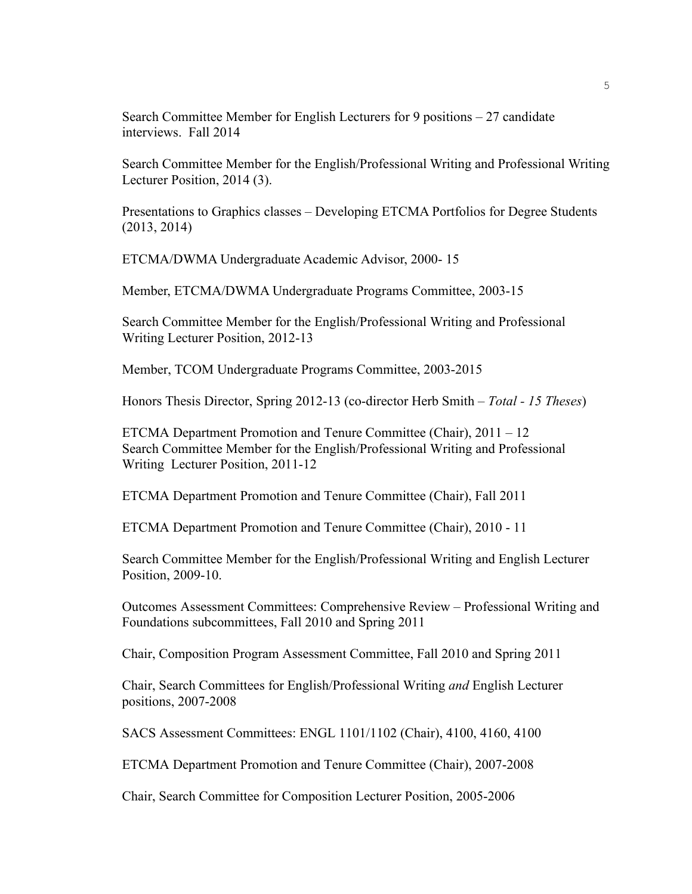Search Committee Member for English Lecturers for 9 positions – 27 candidate interviews. Fall 2014

Search Committee Member for the English/Professional Writing and Professional Writing Lecturer Position, 2014 (3).

Presentations to Graphics classes – Developing ETCMA Portfolios for Degree Students (2013, 2014)

ETCMA/DWMA Undergraduate Academic Advisor, 2000- 15

Member, ETCMA/DWMA Undergraduate Programs Committee, 2003-15

Search Committee Member for the English/Professional Writing and Professional Writing Lecturer Position, 2012-13

Member, TCOM Undergraduate Programs Committee, 2003-2015

Honors Thesis Director, Spring 2012-13 (co-director Herb Smith – *Total - 15 Theses*)

ETCMA Department Promotion and Tenure Committee (Chair), 2011 – 12
Search Committee Member for the English/Professional Writing and Professional Writing Lecturer Position, 2011-12

ETCMA Department Promotion and Tenure Committee (Chair), Fall 2011

ETCMA Department Promotion and Tenure Committee (Chair), 2010 - 11

Search Committee Member for the English/Professional Writing and English Lecturer Position, 2009-10.

Outcomes Assessment Committees: Comprehensive Review – Professional Writing and Foundations subcommittees, Fall 2010 and Spring 2011

Chair, Composition Program Assessment Committee, Fall 2010 and Spring 2011

Chair, Search Committees for English/Professional Writing *and* English Lecturer positions, 2007-2008

SACS Assessment Committees: ENGL 1101/1102 (Chair), 4100, 4160, 4100

ETCMA Department Promotion and Tenure Committee (Chair), 2007-2008

Chair, Search Committee for Composition Lecturer Position, 2005-2006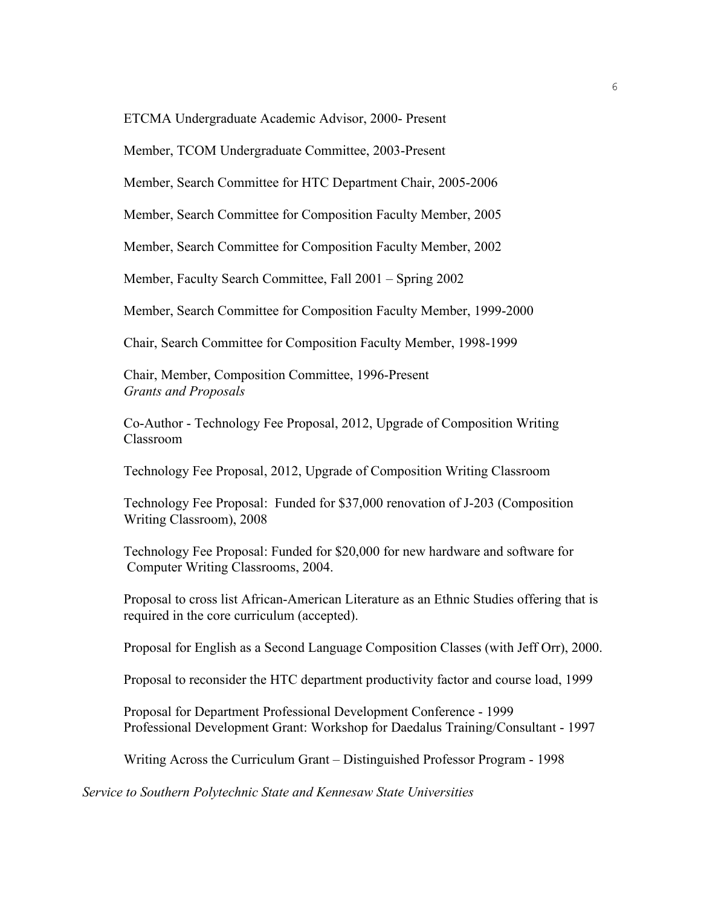ETCMA Undergraduate Academic Advisor, 2000- Present

Member, TCOM Undergraduate Committee, 2003-Present

Member, Search Committee for HTC Department Chair, 2005-2006

Member, Search Committee for Composition Faculty Member, 2005

Member, Search Committee for Composition Faculty Member, 2002

Member, Faculty Search Committee, Fall 2001 – Spring 2002

Member, Search Committee for Composition Faculty Member, 1999-2000

Chair, Search Committee for Composition Faculty Member, 1998-1999

Chair, Member, Composition Committee, 1996-Present

*Grants and Proposals*

Co-Author - Technology Fee Proposal, 2012, Upgrade of Composition Writing Classroom

Technology Fee Proposal, 2012, Upgrade of Composition Writing Classroom

Technology Fee Proposal: Funded for $37,000 renovation of J-203 (Composition Writing Classroom), 2008

Technology Fee Proposal: Funded for $20,000 for new hardware and software for Computer Writing Classrooms, 2004.

Proposal to cross list African-American Literature as an Ethnic Studies offering that is required in the core curriculum (accepted).

Proposal for English as a Second Language Composition Classes (with Jeff Orr), 2000.

Proposal to reconsider the HTC department productivity factor and course load, 1999

Proposal for Department Professional Development Conference - 1999

Professional Development Grant: Workshop for Daedalus Training/Consultant - 1997

Writing Across the Curriculum Grant – Distinguished Professor Program - 1998

*Service to Southern Polytechnic State and Kennesaw State Universities*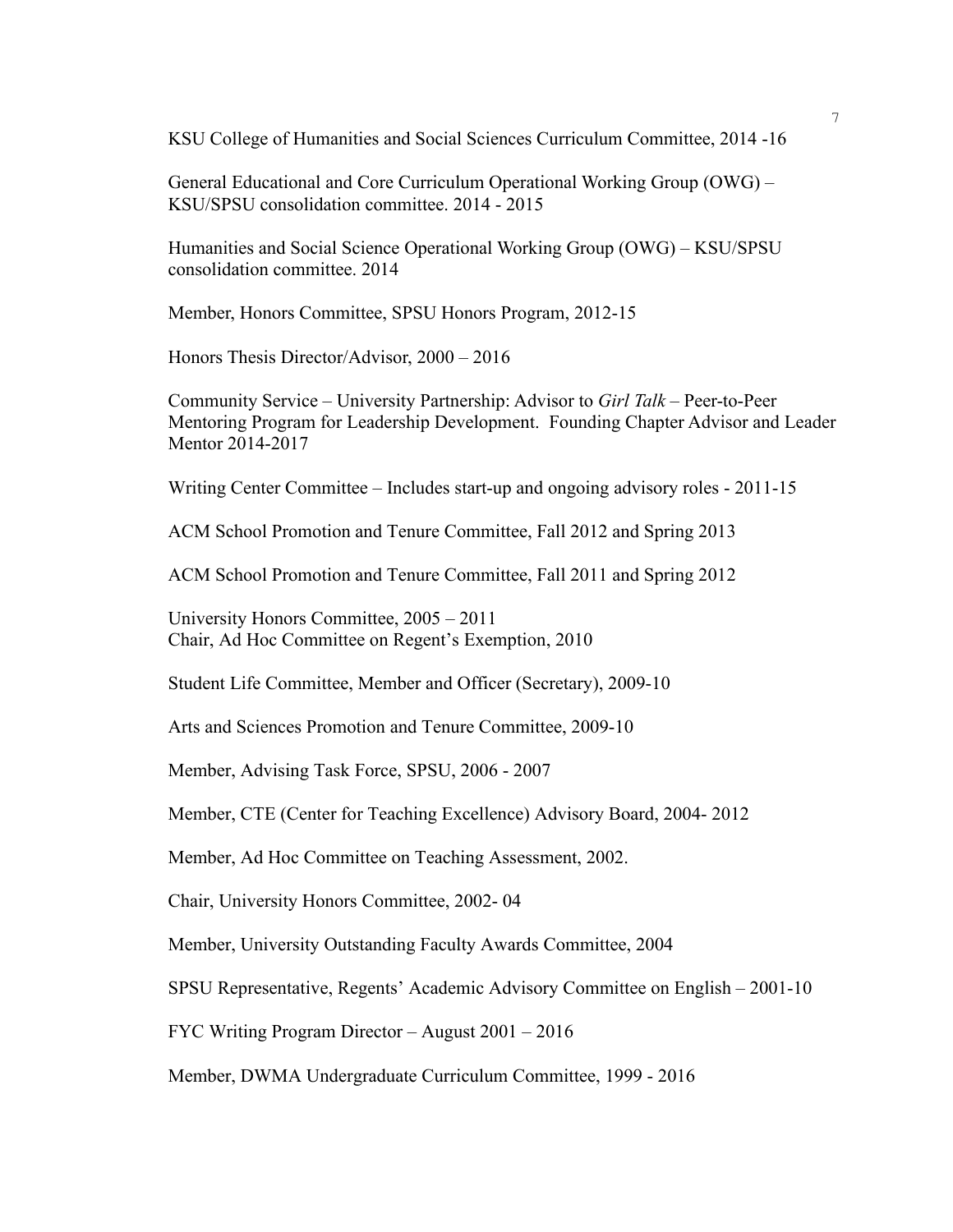KSU College of Humanities and Social Sciences Curriculum Committee, 2014 -16

General Educational and Core Curriculum Operational Working Group (OWG) – KSU/SPSU consolidation committee. 2014 - 2015

Humanities and Social Science Operational Working Group (OWG) – KSU/SPSU consolidation committee. 2014

Member, Honors Committee, SPSU Honors Program, 2012-15

Honors Thesis Director/Advisor, 2000 – 2016

Community Service – University Partnership: Advisor to *Girl Talk* – Peer-to-Peer Mentoring Program for Leadership Development. Founding Chapter Advisor and Leader Mentor 2014-2017

Writing Center Committee – Includes start-up and ongoing advisory roles - 2011-15

ACM School Promotion and Tenure Committee, Fall 2012 and Spring 2013

ACM School Promotion and Tenure Committee, Fall 2011 and Spring 2012

University Honors Committee, 2005 – 2011
Chair, Ad Hoc Committee on Regent's Exemption, 2010

Student Life Committee, Member and Officer (Secretary), 2009-10

Arts and Sciences Promotion and Tenure Committee, 2009-10

Member, Advising Task Force, SPSU, 2006 - 2007

Member, CTE (Center for Teaching Excellence) Advisory Board, 2004- 2012

Member, Ad Hoc Committee on Teaching Assessment, 2002.

Chair, University Honors Committee, 2002- 04

Member, University Outstanding Faculty Awards Committee, 2004

SPSU Representative, Regents' Academic Advisory Committee on English – 2001-10

FYC Writing Program Director – August 2001 – 2016

Member, DWMA Undergraduate Curriculum Committee, 1999 - 2016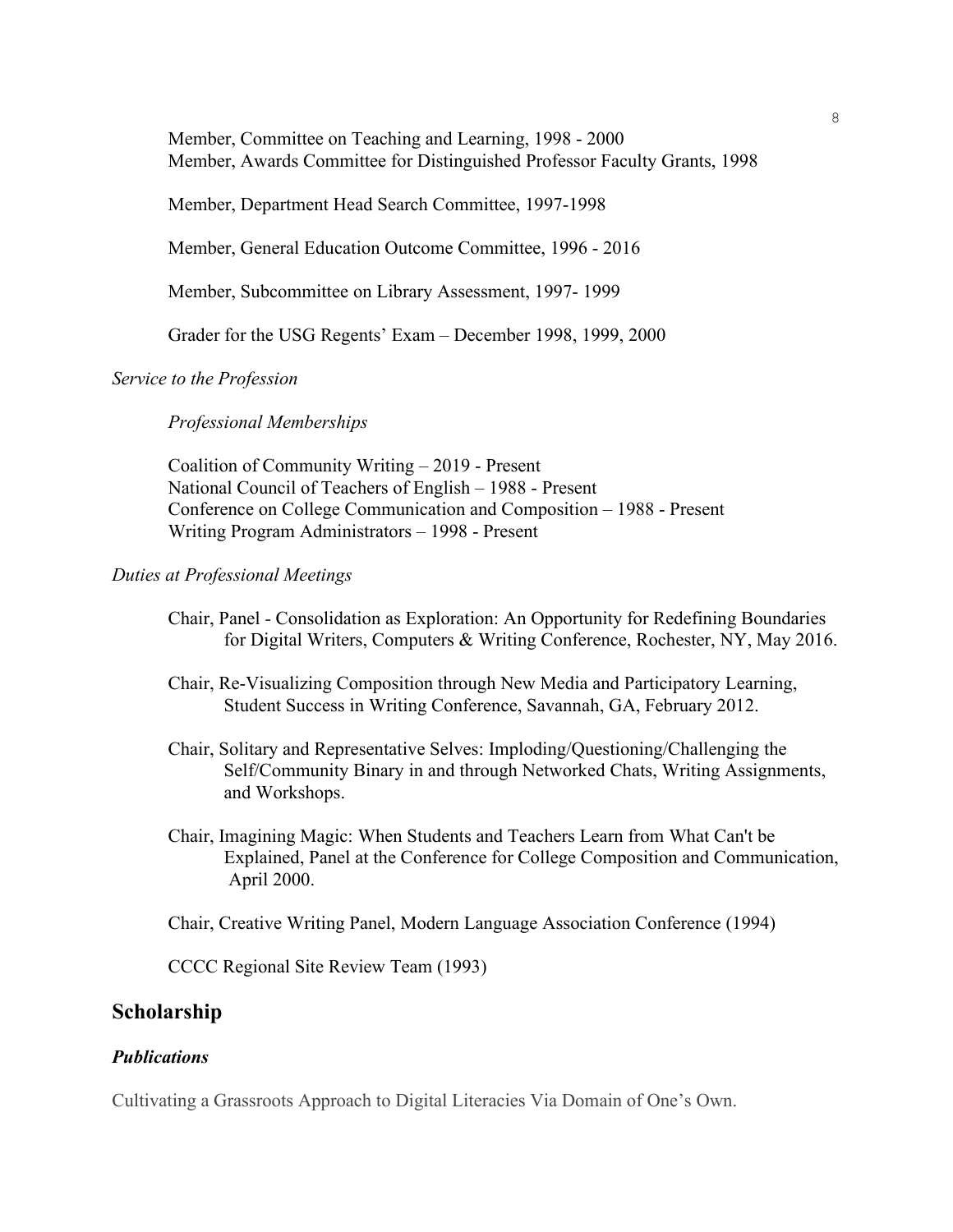Member, Committee on Teaching and Learning, 1998 - 2000
Member, Awards Committee for Distinguished Professor Faculty Grants, 1998

Member, Department Head Search Committee, 1997-1998

Member, General Education Outcome Committee, 1996 - 2016

Member, Subcommittee on Library Assessment, 1997- 1999

Grader for the USG Regents' Exam – December 1998, 1999, 2000

*Service to the Profession*

*Professional Memberships*

Coalition of Community Writing – 2019 - Present
National Council of Teachers of English – 1988 - Present
Conference on College Communication and Composition – 1988 - Present
Writing Program Administrators – 1998 - Present

*Duties at Professional Meetings*

Chair, Panel - Consolidation as Exploration: An Opportunity for Redefining Boundaries for Digital Writers, Computers & Writing Conference, Rochester, NY, May 2016.

Chair, Re-Visualizing Composition through New Media and Participatory Learning, Student Success in Writing Conference, Savannah, GA, February 2012.

Chair, Solitary and Representative Selves: Imploding/Questioning/Challenging the Self/Community Binary in and through Networked Chats, Writing Assignments, and Workshops.

Chair, Imagining Magic: When Students and Teachers Learn from What Can't be Explained, Panel at the Conference for College Composition and Communication, April 2000.

Chair, Creative Writing Panel, Modern Language Association Conference (1994)

CCCC Regional Site Review Team (1993)

## Scholarship

### *Publications*

Cultivating a Grassroots Approach to Digital Literacies Via Domain of One's Own.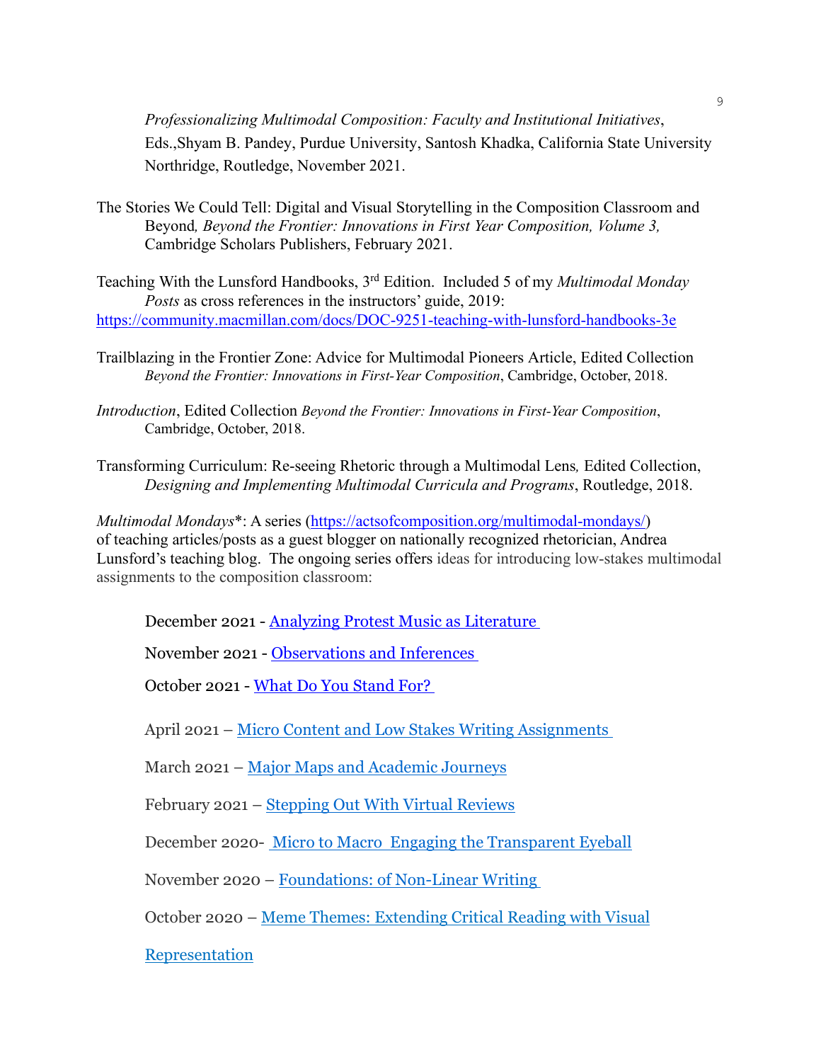*Professionalizing Multimodal Composition: Faculty and Institutional Initiatives*, Eds.,Shyam B. Pandey, Purdue University, Santosh Khadka, California State University Northridge, Routledge, November 2021.

The Stories We Could Tell: Digital and Visual Storytelling in the Composition Classroom and Beyond*, Beyond the Frontier: Innovations in First Year Composition, Volume 3,* Cambridge Scholars Publishers, February 2021.

Teaching With the Lunsford Handbooks, 3rd Edition. Included 5 of my *Multimodal Monday Posts* as cross references in the instructors' guide, 2019: https://community.macmillan.com/docs/DOC-9251-teaching-with-lunsford-handbooks-3e

Trailblazing in the Frontier Zone: Advice for Multimodal Pioneers Article, Edited Collection *Beyond the Frontier: Innovations in First-Year Composition*, Cambridge, October, 2018.

*Introduction*, Edited Collection *Beyond the Frontier: Innovations in First-Year Composition*, Cambridge, October, 2018.

Transforming Curriculum: Re-seeing Rhetoric through a Multimodal Lens*,* Edited Collection, *Designing and Implementing Multimodal Curricula and Programs*, Routledge, 2018.

*Multimodal Mondays**: A series (https://actsofcomposition.org/multimodal-mondays/) of teaching articles/posts as a guest blogger on nationally recognized rhetorician, Andrea Lunsford's teaching blog. The ongoing series offers ideas for introducing low-stakes multimodal assignments to the composition classroom:

December 2021 - Analyzing Protest Music as Literature

November 2021 - Observations and Inferences

October 2021 - What Do You Stand For?

April 2021 – Micro Content and Low Stakes Writing Assignments

March 2021 – Major Maps and Academic Journeys

February 2021 – Stepping Out With Virtual Reviews

December 2020- Micro to Macro Engaging the Transparent Eyeball

November 2020 – Foundations: of Non-Linear Writing

October 2020 – Meme Themes: Extending Critical Reading with Visual Representation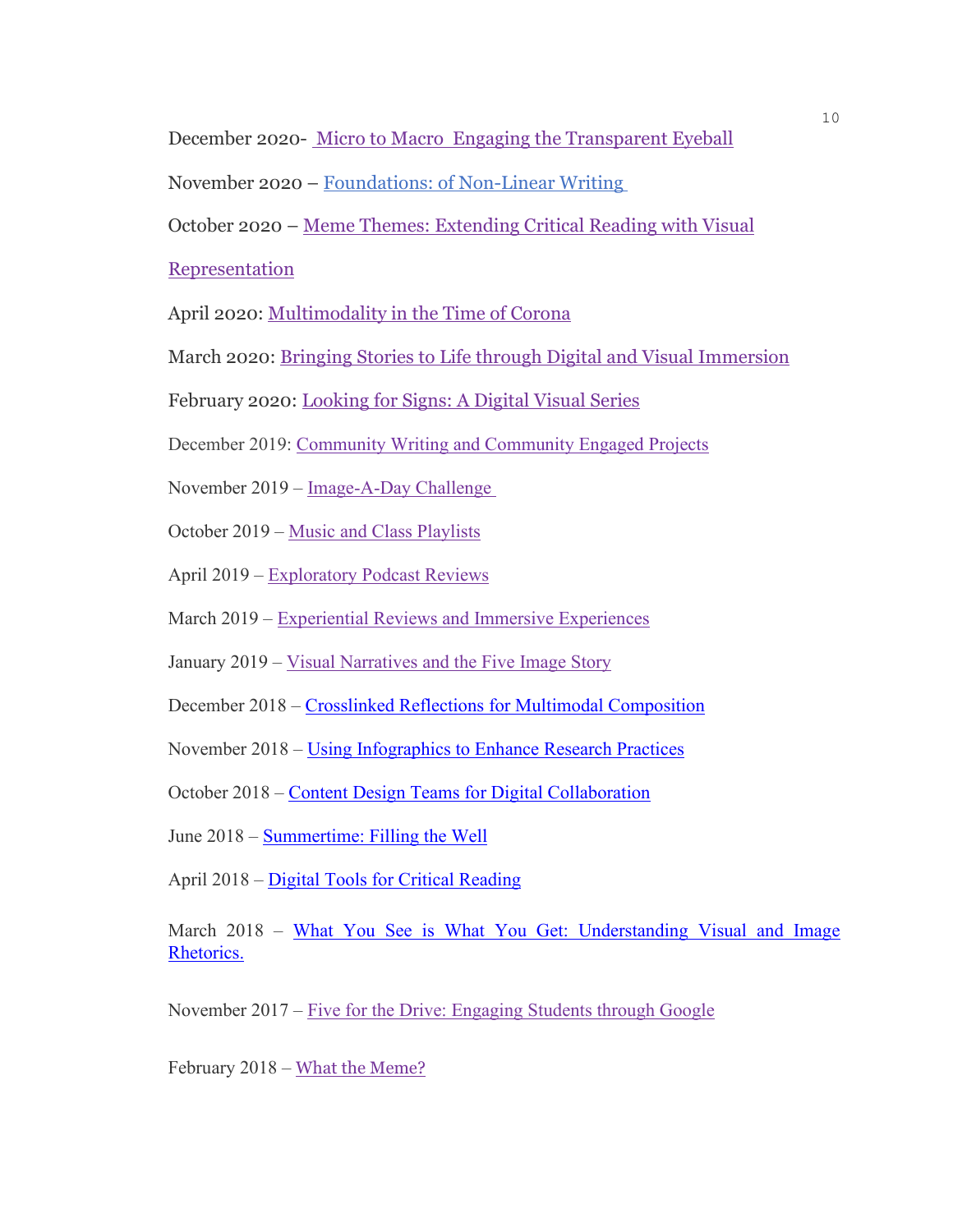December 2020- Micro to Macro Engaging the Transparent Eyeball

November 2020 – Foundations: of Non-Linear Writing

October 2020 – Meme Themes: Extending Critical Reading with Visual Representation

April 2020: Multimodality in the Time of Corona

March 2020: Bringing Stories to Life through Digital and Visual Immersion

February 2020: Looking for Signs: A Digital Visual Series

December 2019: Community Writing and Community Engaged Projects

November 2019 – Image-A-Day Challenge

October 2019 – Music and Class Playlists

April 2019 – Exploratory Podcast Reviews

March 2019 – Experiential Reviews and Immersive Experiences

January 2019 – Visual Narratives and the Five Image Story

December 2018 – Crosslinked Reflections for Multimodal Composition

November 2018 – Using Infographics to Enhance Research Practices

October 2018 – Content Design Teams for Digital Collaboration

June 2018 – Summertime: Filling the Well

April 2018 – Digital Tools for Critical Reading

March 2018 – What You See is What You Get: Understanding Visual and Image Rhetorics.

November 2017 – Five for the Drive: Engaging Students through Google

February 2018 – What the Meme?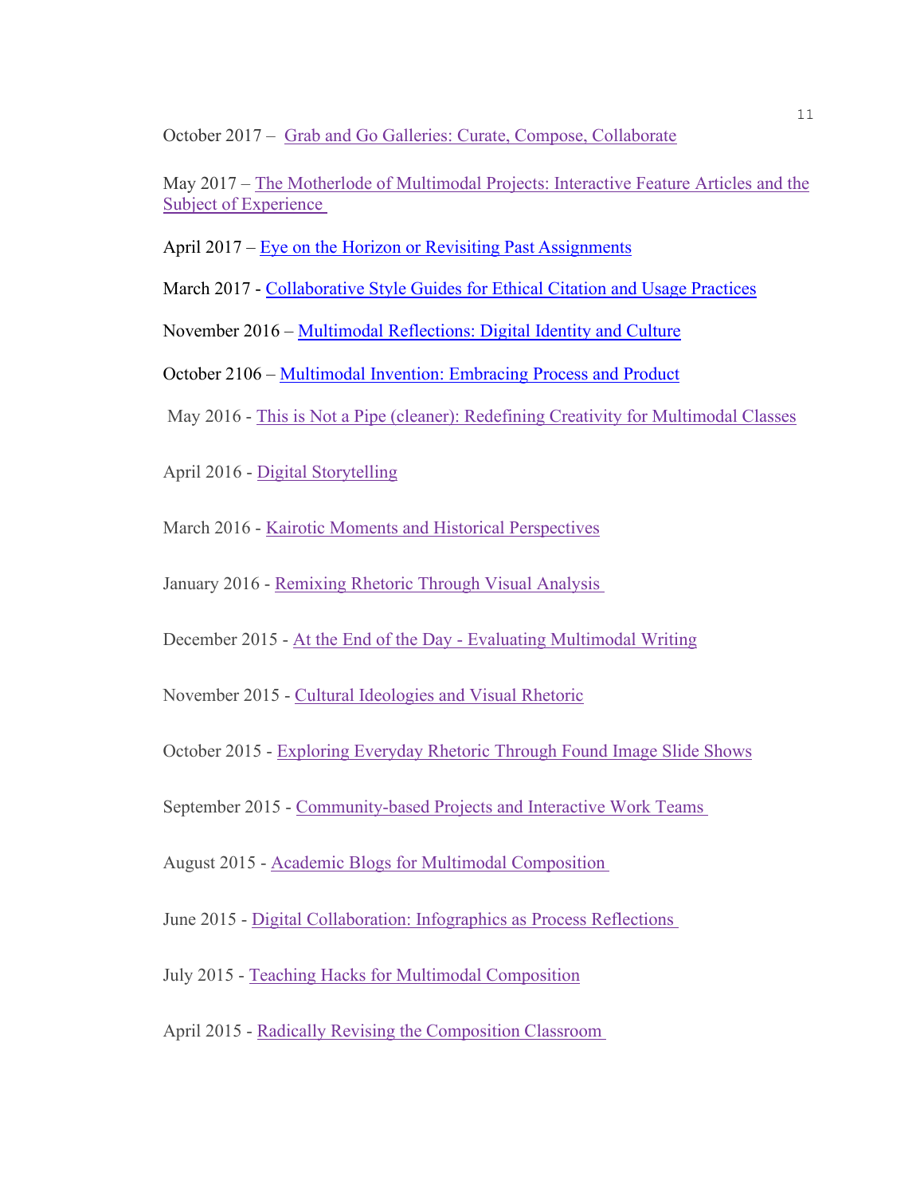October 2017 – Grab and Go Galleries: Curate, Compose, Collaborate

May 2017 – The Motherlode of Multimodal Projects: Interactive Feature Articles and the Subject of Experience

April 2017 – Eye on the Horizon or Revisiting Past Assignments

March 2017 - Collaborative Style Guides for Ethical Citation and Usage Practices

November 2016 – Multimodal Reflections: Digital Identity and Culture

October 2106 – Multimodal Invention: Embracing Process and Product

May 2016 - This is Not a Pipe (cleaner): Redefining Creativity for Multimodal Classes

April 2016 - Digital Storytelling

March 2016 - Kairotic Moments and Historical Perspectives

January 2016 - Remixing Rhetoric Through Visual Analysis

December 2015 - At the End of the Day - Evaluating Multimodal Writing

November 2015 - Cultural Ideologies and Visual Rhetoric

October 2015 - Exploring Everyday Rhetoric Through Found Image Slide Shows

September 2015 - Community-based Projects and Interactive Work Teams

August 2015 - Academic Blogs for Multimodal Composition

June 2015 - Digital Collaboration: Infographics as Process Reflections

July 2015 - Teaching Hacks for Multimodal Composition

April 2015 - Radically Revising the Composition Classroom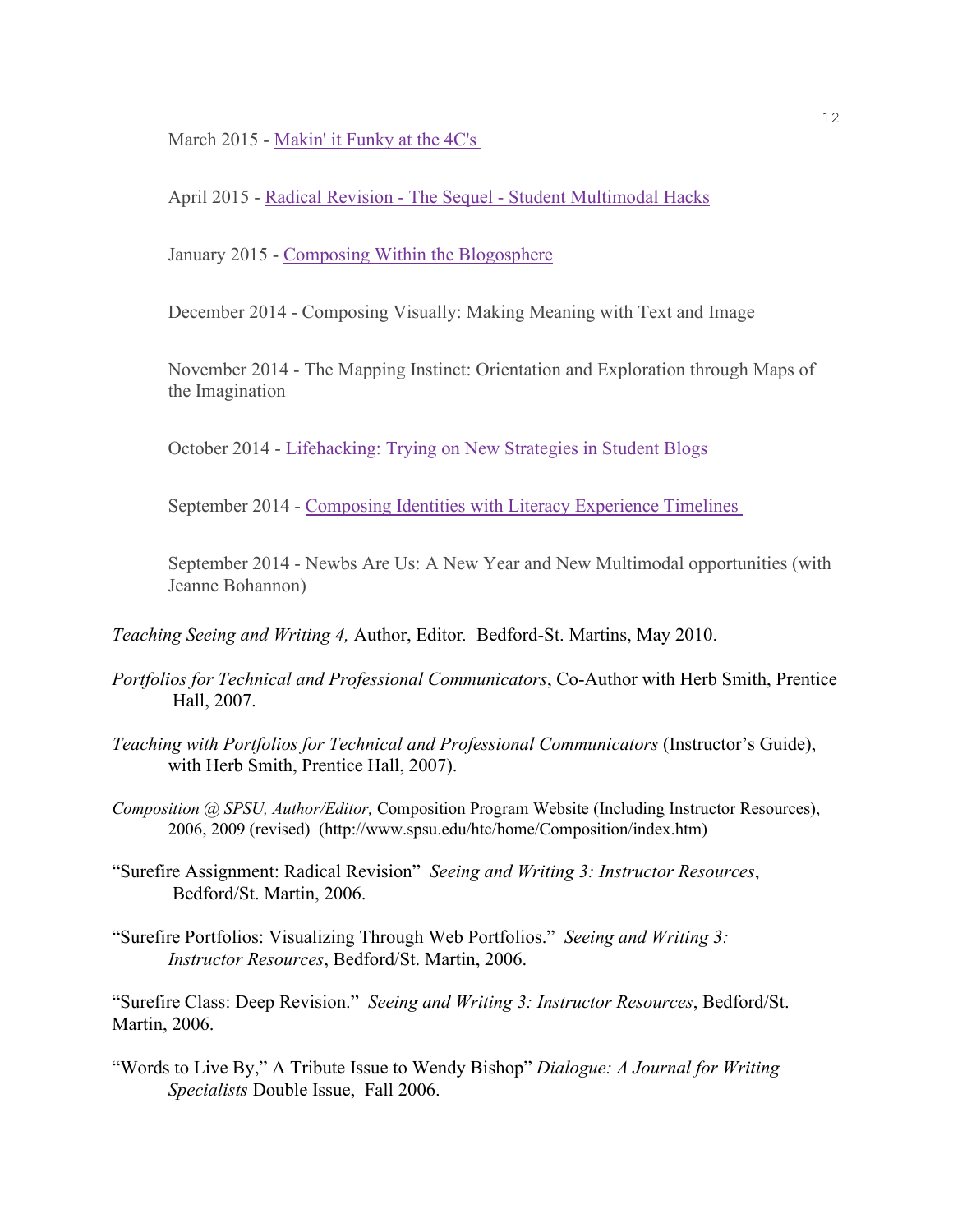March 2015 - Makin' it Funky at the 4C's

April 2015 - Radical Revision - The Sequel - Student Multimodal Hacks

January 2015 - Composing Within the Blogosphere

December 2014 - Composing Visually: Making Meaning with Text and Image

November 2014 - The Mapping Instinct: Orientation and Exploration through Maps of the Imagination

October 2014 - Lifehacking: Trying on New Strategies in Student Blogs

September 2014 - Composing Identities with Literacy Experience Timelines

September 2014 - Newbs Are Us: A New Year and New Multimodal opportunities (with Jeanne Bohannon)

*Teaching Seeing and Writing 4,* Author, Editor. Bedford-St. Martins, May 2010.

*Portfolios for Technical and Professional Communicators*, Co-Author with Herb Smith, Prentice Hall, 2007.

*Teaching with Portfolios for Technical and Professional Communicators* (Instructor's Guide), with Herb Smith, Prentice Hall, 2007).

*Composition @ SPSU, Author/Editor,* Composition Program Website (Including Instructor Resources), 2006, 2009 (revised) (http://www.spsu.edu/htc/home/Composition/index.htm)

"Surefire Assignment: Radical Revision" *Seeing and Writing 3: Instructor Resources*, Bedford/St. Martin, 2006.

"Surefire Portfolios: Visualizing Through Web Portfolios." *Seeing and Writing 3: Instructor Resources*, Bedford/St. Martin, 2006.

"Surefire Class: Deep Revision." *Seeing and Writing 3: Instructor Resources*, Bedford/St. Martin, 2006.

"Words to Live By," A Tribute Issue to Wendy Bishop" *Dialogue: A Journal for Writing Specialists* Double Issue, Fall 2006.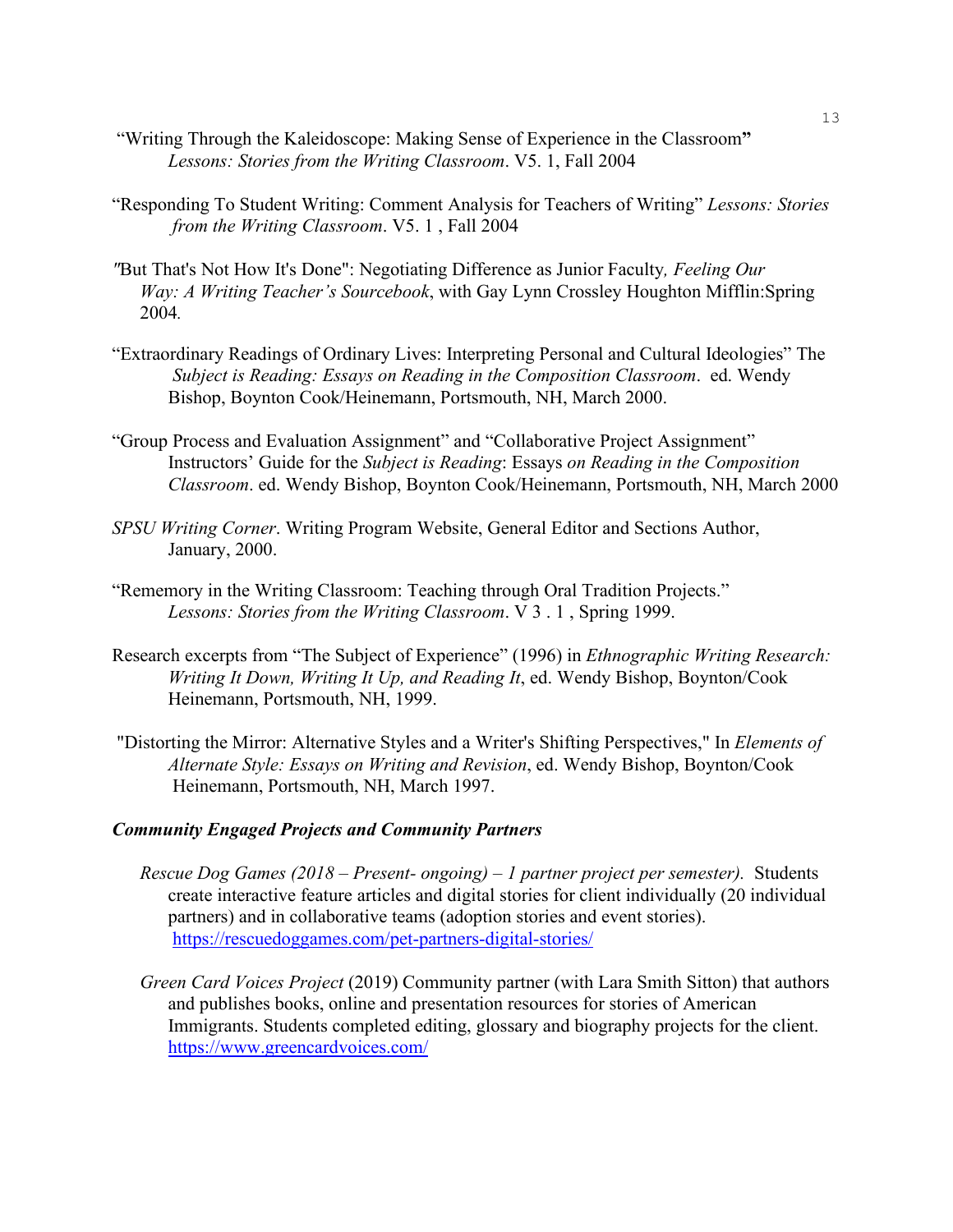"Writing Through the Kaleidoscope: Making Sense of Experience in the Classroom" *Lessons: Stories from the Writing Classroom*. V5. 1, Fall 2004

"Responding To Student Writing: Comment Analysis for Teachers of Writing" *Lessons: Stories from the Writing Classroom*. V5. 1 , Fall 2004

"But That's Not How It's Done": Negotiating Difference as Junior Faculty*, Feeling Our Way: A Writing Teacher's Sourcebook*, with Gay Lynn Crossley Houghton Mifflin:Spring 2004*.*

"Extraordinary Readings of Ordinary Lives: Interpreting Personal and Cultural Ideologies" The *Subject is Reading: Essays on Reading in the Composition Classroom*. ed. Wendy Bishop, Boynton Cook/Heinemann, Portsmouth, NH, March 2000.

"Group Process and Evaluation Assignment" and "Collaborative Project Assignment" Instructors' Guide for the *Subject is Reading*: Essays *on Reading in the Composition Classroom*. ed. Wendy Bishop, Boynton Cook/Heinemann, Portsmouth, NH, March 2000

*SPSU Writing Corner*. Writing Program Website, General Editor and Sections Author, January, 2000.

"Rememory in the Writing Classroom: Teaching through Oral Tradition Projects." *Lessons: Stories from the Writing Classroom*. V 3 . 1 , Spring 1999.

Research excerpts from "The Subject of Experience" (1996) in *Ethnographic Writing Research: Writing It Down, Writing It Up, and Reading It*, ed. Wendy Bishop, Boynton/Cook Heinemann, Portsmouth, NH, 1999.

"Distorting the Mirror: Alternative Styles and a Writer's Shifting Perspectives," In *Elements of Alternate Style: Essays on Writing and Revision*, ed. Wendy Bishop, Boynton/Cook Heinemann, Portsmouth, NH, March 1997.

***Community Engaged Projects and Community Partners***

*Rescue Dog Games (2018 – Present- ongoing) – 1 partner project per semester).* Students create interactive feature articles and digital stories for client individually (20 individual partners) and in collaborative teams (adoption stories and event stories). https://rescuedoggames.com/pet-partners-digital-stories/

*Green Card Voices Project* (2019) Community partner (with Lara Smith Sitton) that authors and publishes books, online and presentation resources for stories of American Immigrants. Students completed editing, glossary and biography projects for the client. https://www.greencardvoices.com/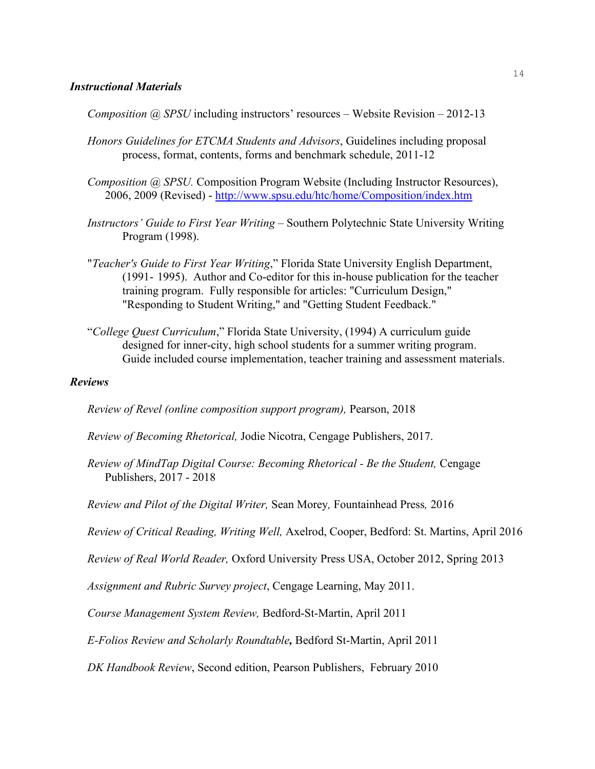### *Instructional Materials*

*Composition @ SPSU* including instructors' resources – Website Revision – 2012-13

*Honors Guidelines for ETCMA Students and Advisors*, Guidelines including proposal process, format, contents, forms and benchmark schedule, 2011-12

*Composition @ SPSU.* Composition Program Website (Including Instructor Resources), 2006, 2009 (Revised) - http://www.spsu.edu/htc/home/Composition/index.htm

*Instructors' Guide to First Year Writing* – Southern Polytechnic State University Writing Program (1998).

"*Teacher's Guide to First Year Writing*," Florida State University English Department, (1991- 1995). Author and Co-editor for this in-house publication for the teacher training program. Fully responsible for articles: "Curriculum Design," "Responding to Student Writing," and "Getting Student Feedback."

"*College Quest Curriculum*," Florida State University, (1994) A curriculum guide designed for inner-city, high school students for a summer writing program. Guide included course implementation, teacher training and assessment materials.

### *Reviews*

*Review of Revel (online composition support program),* Pearson, 2018

*Review of Becoming Rhetorical,* Jodie Nicotra, Cengage Publishers, 2017.

*Review of MindTap Digital Course: Becoming Rhetorical - Be the Student,* Cengage Publishers, 2017 - 2018

*Review and Pilot of the Digital Writer,* Sean Morey*,* Fountainhead Press*,* 2016

*Review of Critical Reading, Writing Well,* Axelrod, Cooper, Bedford: St. Martins, April 2016

*Review of Real World Reader,* Oxford University Press USA, October 2012, Spring 2013

*Assignment and Rubric Survey project*, Cengage Learning, May 2011.

*Course Management System Review,* Bedford-St-Martin, April 2011

*E-Folios Review and Scholarly Roundtable***,** Bedford St-Martin, April 2011

*DK Handbook Review*, Second edition, Pearson Publishers, February 2010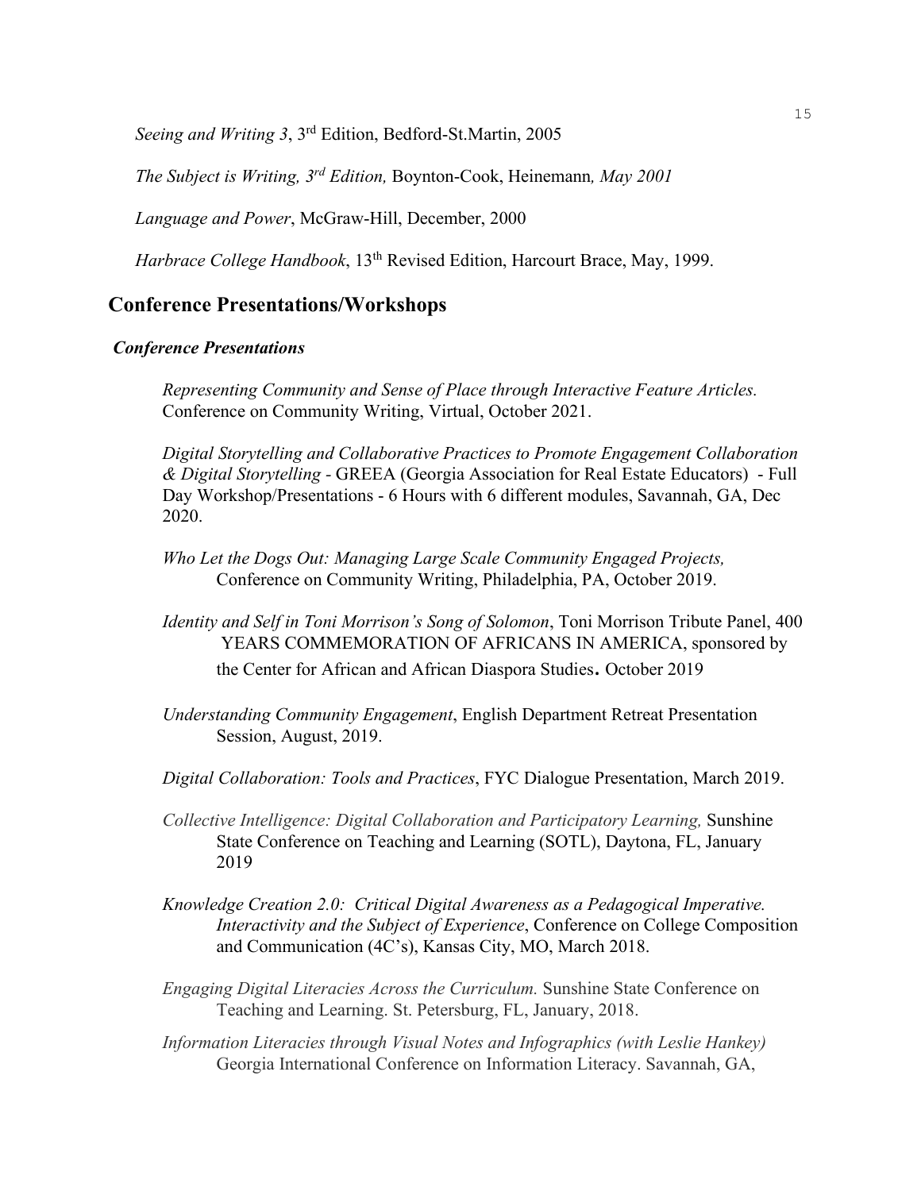*Seeing and Writing 3*, 3rd Edition, Bedford-St.Martin, 2005

*The Subject is Writing, 3rd Edition,* Boynton-Cook, Heinemann*, May 2001*

*Language and Power*, McGraw-Hill, December, 2000

*Harbrace College Handbook*, 13th Revised Edition, Harcourt Brace, May, 1999.

## Conference Presentations/Workshops

### *Conference Presentations*

*Representing Community and Sense of Place through Interactive Feature Articles.* Conference on Community Writing, Virtual, October 2021.

*Digital Storytelling and Collaborative Practices to Promote Engagement Collaboration & Digital Storytelling* - GREEA (Georgia Association for Real Estate Educators) - Full Day Workshop/Presentations - 6 Hours with 6 different modules, Savannah, GA, Dec 2020.

*Who Let the Dogs Out: Managing Large Scale Community Engaged Projects,* Conference on Community Writing, Philadelphia, PA, October 2019.

*Identity and Self in Toni Morrison's Song of Solomon*, Toni Morrison Tribute Panel, 400 YEARS COMMEMORATION OF AFRICANS IN AMERICA, sponsored by the Center for African and African Diaspora Studies**.** October 2019

*Understanding Community Engagement*, English Department Retreat Presentation Session, August, 2019.

*Digital Collaboration: Tools and Practices*, FYC Dialogue Presentation, March 2019.

*Collective Intelligence: Digital Collaboration and Participatory Learning,* Sunshine State Conference on Teaching and Learning (SOTL), Daytona, FL, January 2019

*Knowledge Creation 2.0: Critical Digital Awareness as a Pedagogical Imperative. Interactivity and the Subject of Experience*, Conference on College Composition and Communication (4C's), Kansas City, MO, March 2018.

*Engaging Digital Literacies Across the Curriculum.* Sunshine State Conference on Teaching and Learning. St. Petersburg, FL, January, 2018.

*Information Literacies through Visual Notes and Infographics (with Leslie Hankey)* Georgia International Conference on Information Literacy. Savannah, GA,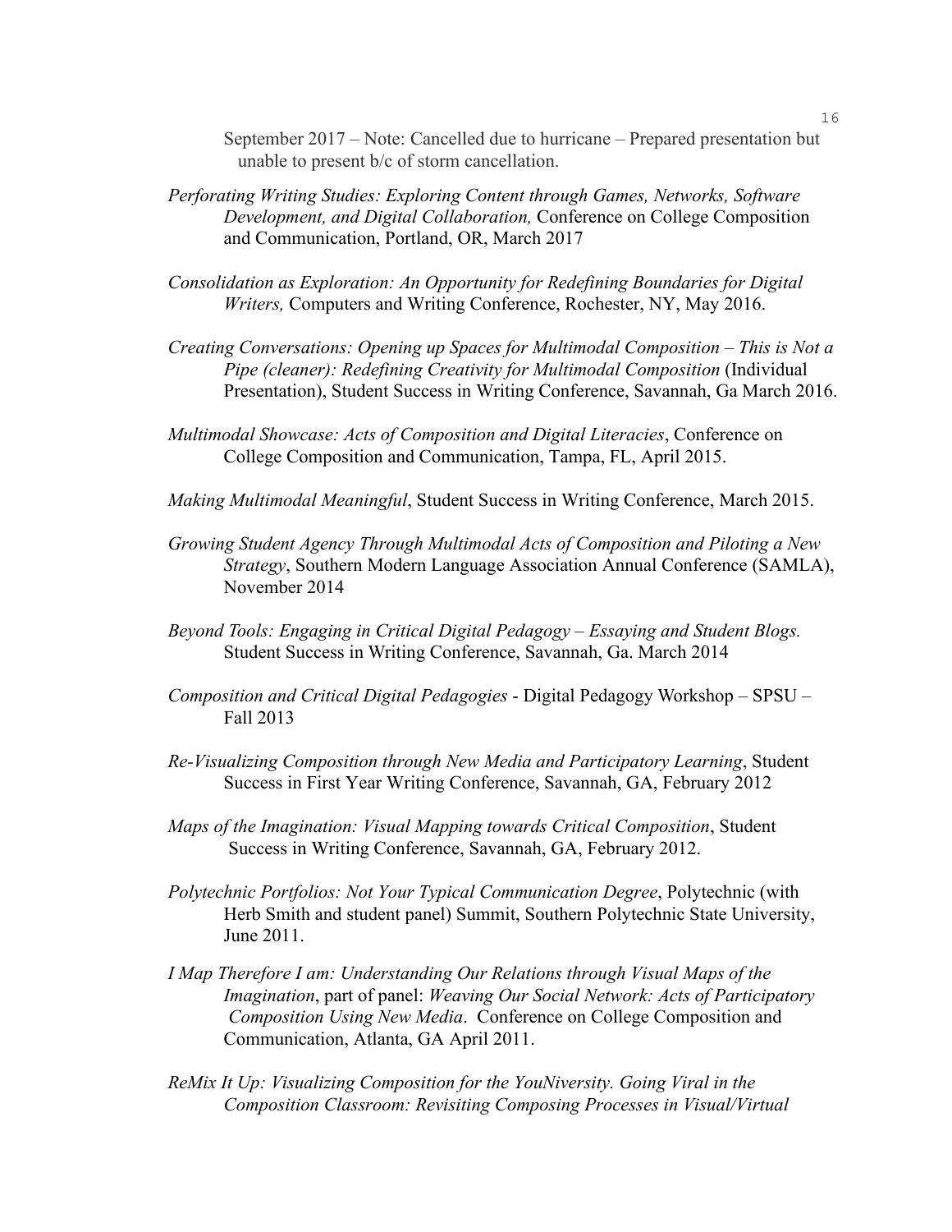September 2017 – Note: Cancelled due to hurricane – Prepared presentation but unable to present b/c of storm cancellation.

*Perforating Writing Studies: Exploring Content through Games, Networks, Software Development, and Digital Collaboration,* Conference on College Composition and Communication, Portland, OR, March 2017

*Consolidation as Exploration: An Opportunity for Redefining Boundaries for Digital Writers,* Computers and Writing Conference, Rochester, NY, May 2016.

*Creating Conversations: Opening up Spaces for Multimodal Composition – This is Not a Pipe (cleaner): Redefining Creativity for Multimodal Composition* (Individual Presentation), Student Success in Writing Conference, Savannah, Ga March 2016.

*Multimodal Showcase: Acts of Composition and Digital Literacies*, Conference on College Composition and Communication, Tampa, FL, April 2015.

*Making Multimodal Meaningful*, Student Success in Writing Conference, March 2015.

*Growing Student Agency Through Multimodal Acts of Composition and Piloting a New Strategy*, Southern Modern Language Association Annual Conference (SAMLA), November 2014

*Beyond Tools: Engaging in Critical Digital Pedagogy – Essaying and Student Blogs.* Student Success in Writing Conference, Savannah, Ga. March 2014

*Composition and Critical Digital Pedagogies* - Digital Pedagogy Workshop – SPSU – Fall 2013

*Re-Visualizing Composition through New Media and Participatory Learning*, Student Success in First Year Writing Conference, Savannah, GA, February 2012

*Maps of the Imagination: Visual Mapping towards Critical Composition*, Student Success in Writing Conference, Savannah, GA, February 2012.

*Polytechnic Portfolios: Not Your Typical Communication Degree*, Polytechnic (with Herb Smith and student panel) Summit, Southern Polytechnic State University, June 2011.

*I Map Therefore I am: Understanding Our Relations through Visual Maps of the Imagination*, part of panel: *Weaving Our Social Network: Acts of Participatory Composition Using New Media*. Conference on College Composition and Communication, Atlanta, GA April 2011.

*ReMix It Up: Visualizing Composition for the YouNiversity. Going Viral in the Composition Classroom: Revisiting Composing Processes in Visual/Virtual*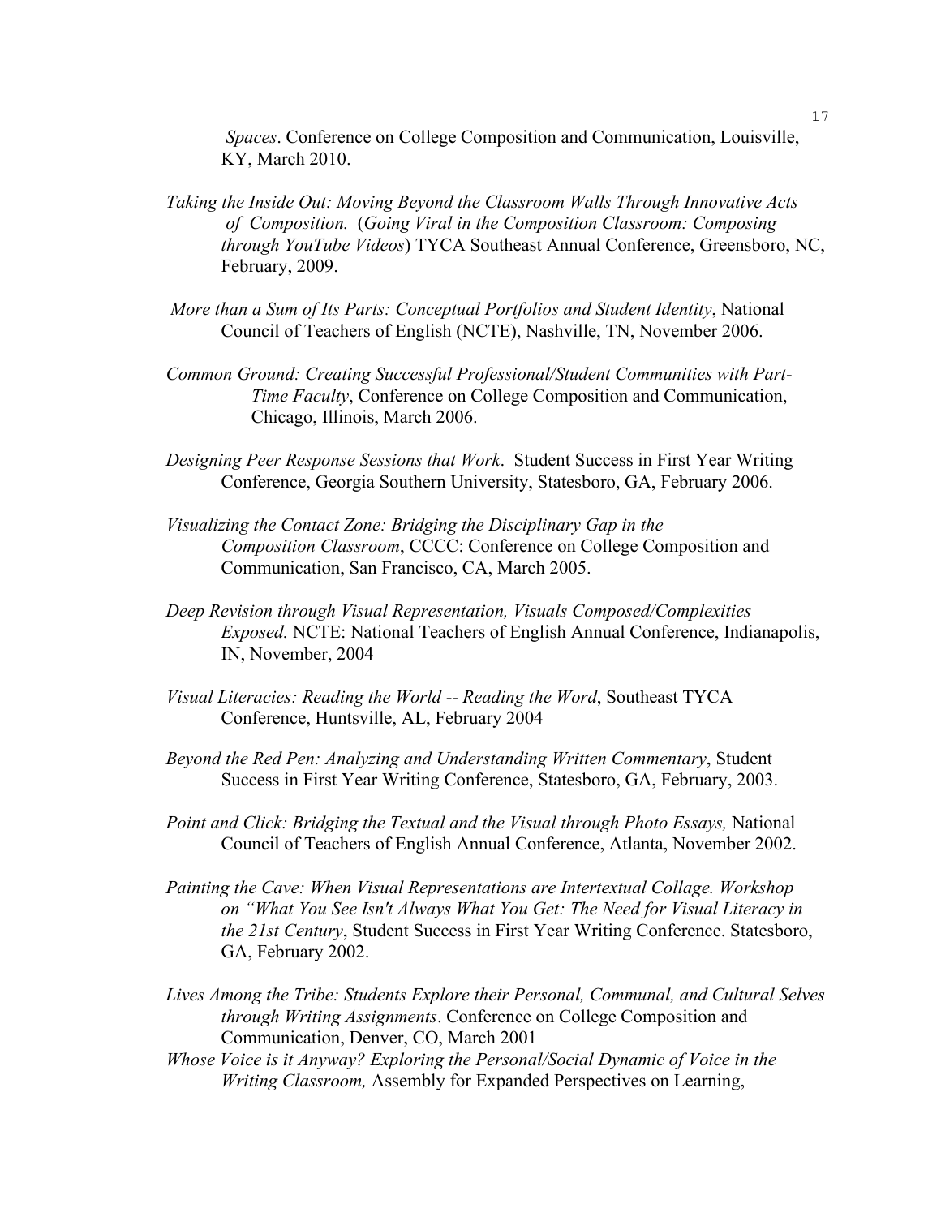*Spaces*. Conference on College Composition and Communication, Louisville, KY, March 2010.

*Taking the Inside Out: Moving Beyond the Classroom Walls Through Innovative Acts of Composition.* (*Going Viral in the Composition Classroom: Composing through YouTube Videos*) TYCA Southeast Annual Conference, Greensboro, NC, February, 2009.

*More than a Sum of Its Parts: Conceptual Portfolios and Student Identity*, National Council of Teachers of English (NCTE), Nashville, TN, November 2006.

*Common Ground: Creating Successful Professional/Student Communities with Part-Time Faculty*, Conference on College Composition and Communication, Chicago, Illinois, March 2006.

*Designing Peer Response Sessions that Work*. Student Success in First Year Writing Conference, Georgia Southern University, Statesboro, GA, February 2006.

*Visualizing the Contact Zone: Bridging the Disciplinary Gap in the Composition Classroom*, CCCC: Conference on College Composition and Communication, San Francisco, CA, March 2005.

*Deep Revision through Visual Representation, Visuals Composed/Complexities Exposed.* NCTE: National Teachers of English Annual Conference, Indianapolis, IN, November, 2004

*Visual Literacies: Reading the World -- Reading the Word*, Southeast TYCA Conference, Huntsville, AL, February 2004

*Beyond the Red Pen: Analyzing and Understanding Written Commentary*, Student Success in First Year Writing Conference, Statesboro, GA, February, 2003.

*Point and Click: Bridging the Textual and the Visual through Photo Essays,* National Council of Teachers of English Annual Conference, Atlanta, November 2002.

*Painting the Cave: When Visual Representations are Intertextual Collage. Workshop on "What You See Isn't Always What You Get: The Need for Visual Literacy in the 21st Century*, Student Success in First Year Writing Conference. Statesboro, GA, February 2002.

*Lives Among the Tribe: Students Explore their Personal, Communal, and Cultural Selves through Writing Assignments*. Conference on College Composition and Communication, Denver, CO, March 2001

*Whose Voice is it Anyway? Exploring the Personal/Social Dynamic of Voice in the Writing Classroom,* Assembly for Expanded Perspectives on Learning,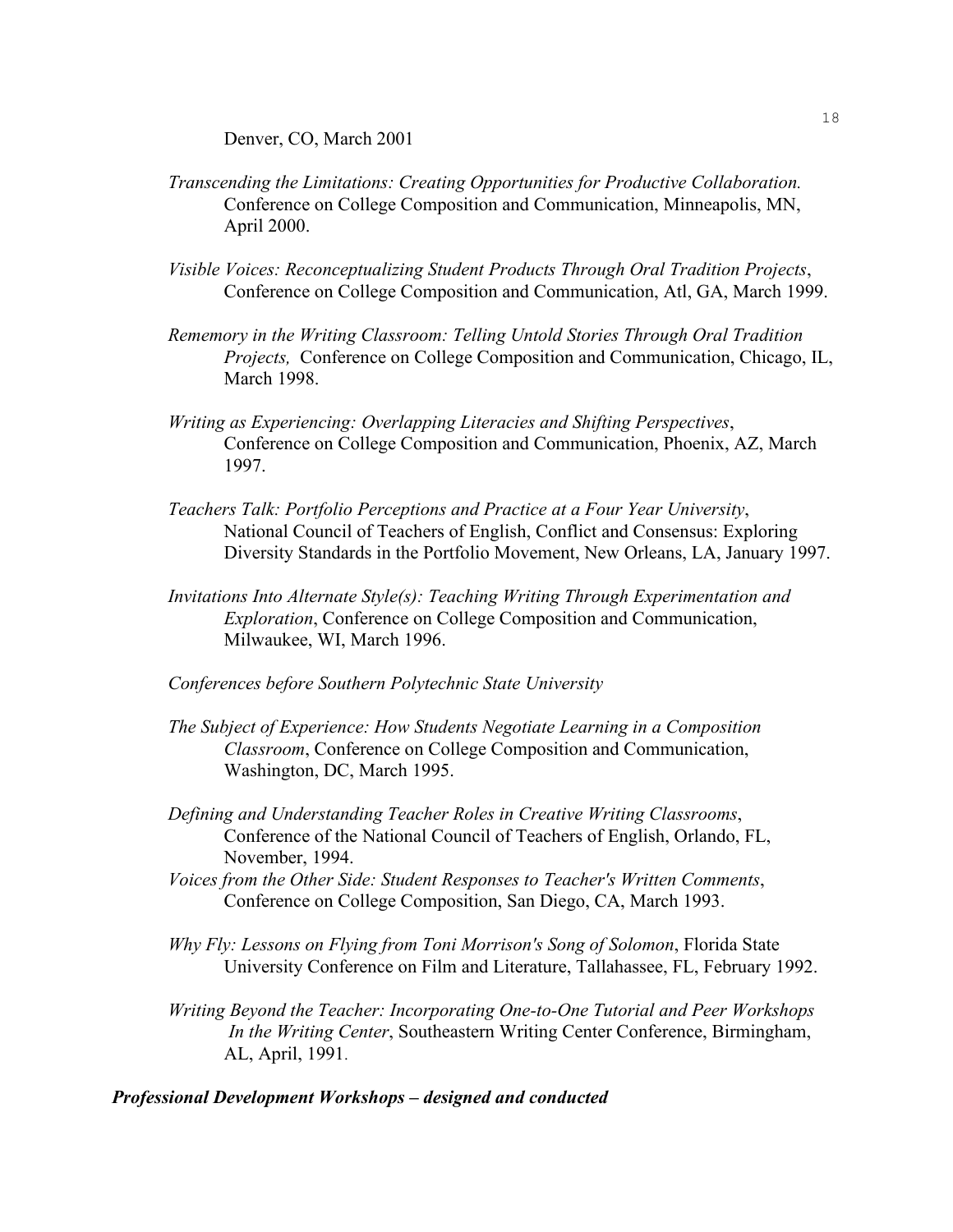Denver, CO, March 2001

*Transcending the Limitations: Creating Opportunities for Productive Collaboration.* Conference on College Composition and Communication, Minneapolis, MN, April 2000.

*Visible Voices: Reconceptualizing Student Products Through Oral Tradition Projects*, Conference on College Composition and Communication, Atl, GA, March 1999.

*Rememory in the Writing Classroom: Telling Untold Stories Through Oral Tradition Projects,* Conference on College Composition and Communication, Chicago, IL, March 1998.

*Writing as Experiencing: Overlapping Literacies and Shifting Perspectives*, Conference on College Composition and Communication, Phoenix, AZ, March 1997.

*Teachers Talk: Portfolio Perceptions and Practice at a Four Year University*, National Council of Teachers of English, Conflict and Consensus: Exploring Diversity Standards in the Portfolio Movement, New Orleans, LA, January 1997.

*Invitations Into Alternate Style(s): Teaching Writing Through Experimentation and Exploration*, Conference on College Composition and Communication, Milwaukee, WI, March 1996.

*Conferences before Southern Polytechnic State University*

*The Subject of Experience: How Students Negotiate Learning in a Composition Classroom*, Conference on College Composition and Communication, Washington, DC, March 1995.

*Defining and Understanding Teacher Roles in Creative Writing Classrooms*, Conference of the National Council of Teachers of English, Orlando, FL, November, 1994.

*Voices from the Other Side: Student Responses to Teacher's Written Comments*, Conference on College Composition, San Diego, CA, March 1993.

*Why Fly: Lessons on Flying from Toni Morrison's Song of Solomon*, Florida State University Conference on Film and Literature, Tallahassee, FL, February 1992.

*Writing Beyond the Teacher: Incorporating One-to-One Tutorial and Peer Workshops In the Writing Center*, Southeastern Writing Center Conference, Birmingham, AL, April, 1991.

***Professional Development Workshops – designed and conducted***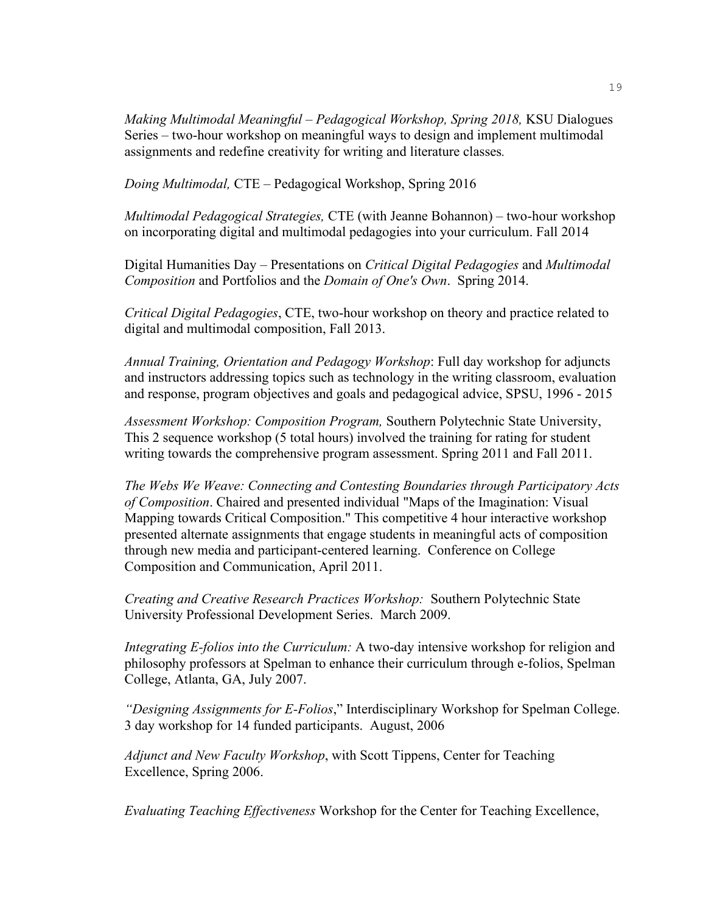*Making Multimodal Meaningful – Pedagogical Workshop, Spring 2018,* KSU Dialogues Series – two-hour workshop on meaningful ways to design and implement multimodal assignments and redefine creativity for writing and literature classes*.*

*Doing Multimodal,* CTE – Pedagogical Workshop, Spring 2016

*Multimodal Pedagogical Strategies,* CTE (with Jeanne Bohannon) – two-hour workshop on incorporating digital and multimodal pedagogies into your curriculum. Fall 2014

Digital Humanities Day – Presentations on *Critical Digital Pedagogies* and *Multimodal Composition* and Portfolios and the *Domain of One's Own*. Spring 2014.

*Critical Digital Pedagogies*, CTE, two-hour workshop on theory and practice related to digital and multimodal composition, Fall 2013.

*Annual Training, Orientation and Pedagogy Workshop*: Full day workshop for adjuncts and instructors addressing topics such as technology in the writing classroom, evaluation and response, program objectives and goals and pedagogical advice, SPSU, 1996 - 2015

*Assessment Workshop: Composition Program,* Southern Polytechnic State University, This 2 sequence workshop (5 total hours) involved the training for rating for student writing towards the comprehensive program assessment. Spring 2011 and Fall 2011.

*The Webs We Weave: Connecting and Contesting Boundaries through Participatory Acts of Composition*. Chaired and presented individual "Maps of the Imagination: Visual Mapping towards Critical Composition." This competitive 4 hour interactive workshop presented alternate assignments that engage students in meaningful acts of composition through new media and participant-centered learning. Conference on College Composition and Communication, April 2011.

*Creating and Creative Research Practices Workshop:* Southern Polytechnic State University Professional Development Series. March 2009.

*Integrating E-folios into the Curriculum:* A two-day intensive workshop for religion and philosophy professors at Spelman to enhance their curriculum through e-folios, Spelman College, Atlanta, GA, July 2007.

*"Designing Assignments for E-Folios*," Interdisciplinary Workshop for Spelman College. 3 day workshop for 14 funded participants. August, 2006

*Adjunct and New Faculty Workshop*, with Scott Tippens, Center for Teaching Excellence, Spring 2006.

*Evaluating Teaching Effectiveness* Workshop for the Center for Teaching Excellence,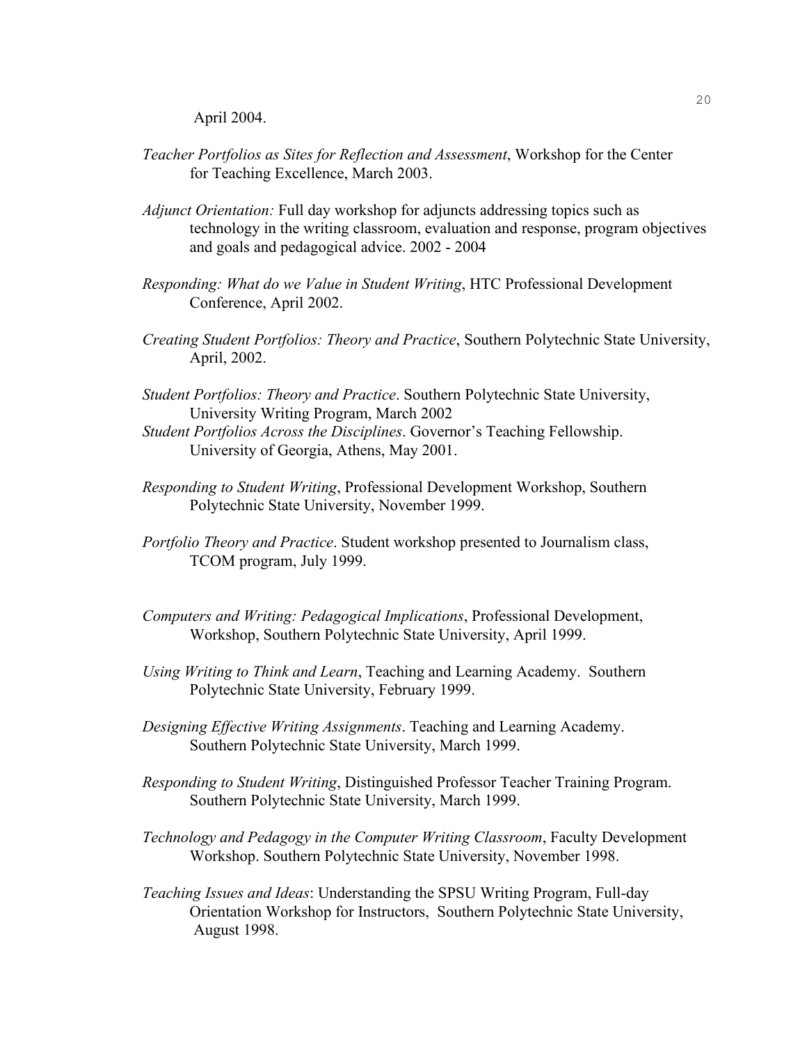April 2004.

*Teacher Portfolios as Sites for Reflection and Assessment*, Workshop for the Center for Teaching Excellence, March 2003.

*Adjunct Orientation:* Full day workshop for adjuncts addressing topics such as technology in the writing classroom, evaluation and response, program objectives and goals and pedagogical advice. 2002 - 2004

*Responding: What do we Value in Student Writing*, HTC Professional Development Conference, April 2002.

*Creating Student Portfolios: Theory and Practice*, Southern Polytechnic State University, April, 2002.

*Student Portfolios: Theory and Practice*. Southern Polytechnic State University, University Writing Program, March 2002

*Student Portfolios Across the Disciplines*. Governor's Teaching Fellowship. University of Georgia, Athens, May 2001.

*Responding to Student Writing*, Professional Development Workshop, Southern Polytechnic State University, November 1999.

*Portfolio Theory and Practice*. Student workshop presented to Journalism class, TCOM program, July 1999.

*Computers and Writing: Pedagogical Implications*, Professional Development, Workshop, Southern Polytechnic State University, April 1999.

*Using Writing to Think and Learn*, Teaching and Learning Academy. Southern Polytechnic State University, February 1999.

*Designing Effective Writing Assignments*. Teaching and Learning Academy. Southern Polytechnic State University, March 1999.

*Responding to Student Writing*, Distinguished Professor Teacher Training Program. Southern Polytechnic State University, March 1999.

*Technology and Pedagogy in the Computer Writing Classroom*, Faculty Development Workshop. Southern Polytechnic State University, November 1998.

*Teaching Issues and Ideas*: Understanding the SPSU Writing Program, Full-day Orientation Workshop for Instructors, Southern Polytechnic State University, August 1998.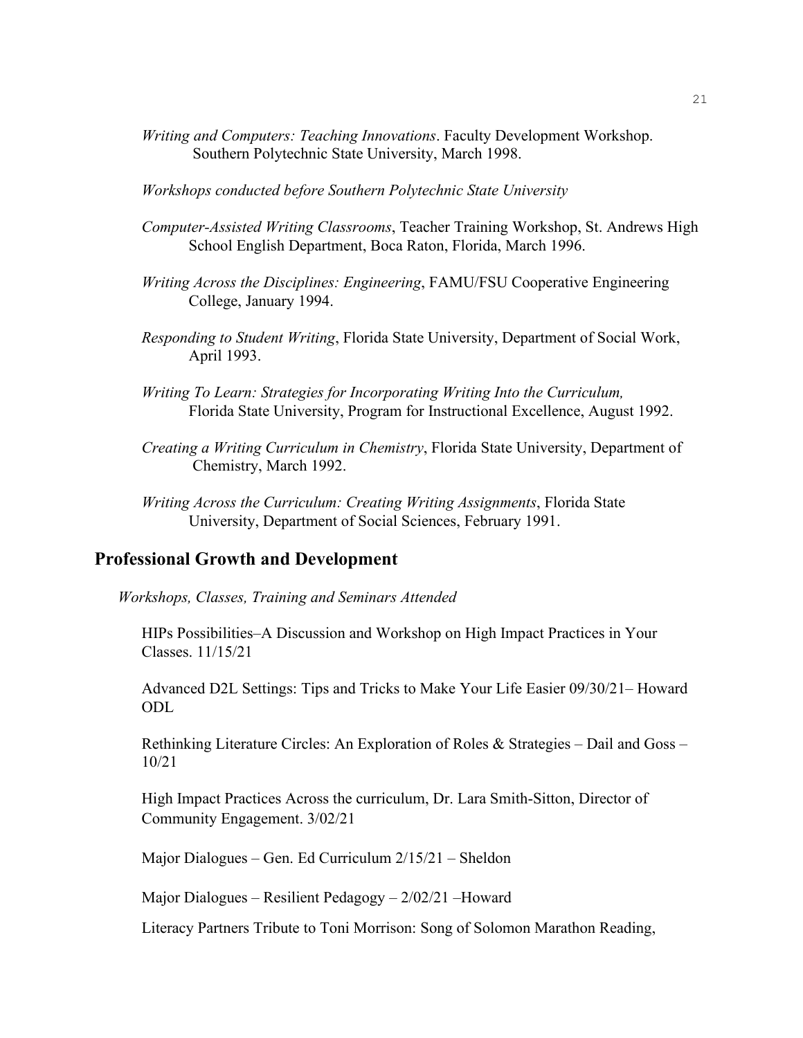*Writing and Computers: Teaching Innovations*. Faculty Development Workshop. Southern Polytechnic State University, March 1998.

*Workshops conducted before Southern Polytechnic State University*

*Computer-Assisted Writing Classrooms*, Teacher Training Workshop, St. Andrews High School English Department, Boca Raton, Florida, March 1996.

*Writing Across the Disciplines: Engineering*, FAMU/FSU Cooperative Engineering College, January 1994.

*Responding to Student Writing*, Florida State University, Department of Social Work, April 1993.

*Writing To Learn: Strategies for Incorporating Writing Into the Curriculum,* Florida State University, Program for Instructional Excellence, August 1992.

*Creating a Writing Curriculum in Chemistry*, Florida State University, Department of Chemistry, March 1992.

*Writing Across the Curriculum: Creating Writing Assignments*, Florida State University, Department of Social Sciences, February 1991.

## Professional Growth and Development

*Workshops, Classes, Training and Seminars Attended*

HIPs Possibilities–A Discussion and Workshop on High Impact Practices in Your Classes. 11/15/21

Advanced D2L Settings: Tips and Tricks to Make Your Life Easier 09/30/21– Howard ODL

Rethinking Literature Circles: An Exploration of Roles & Strategies – Dail and Goss – 10/21

High Impact Practices Across the curriculum, Dr. Lara Smith-Sitton, Director of Community Engagement. 3/02/21

Major Dialogues – Gen. Ed Curriculum 2/15/21 – Sheldon

Major Dialogues – Resilient Pedagogy – 2/02/21 –Howard

Literacy Partners Tribute to Toni Morrison: Song of Solomon Marathon Reading,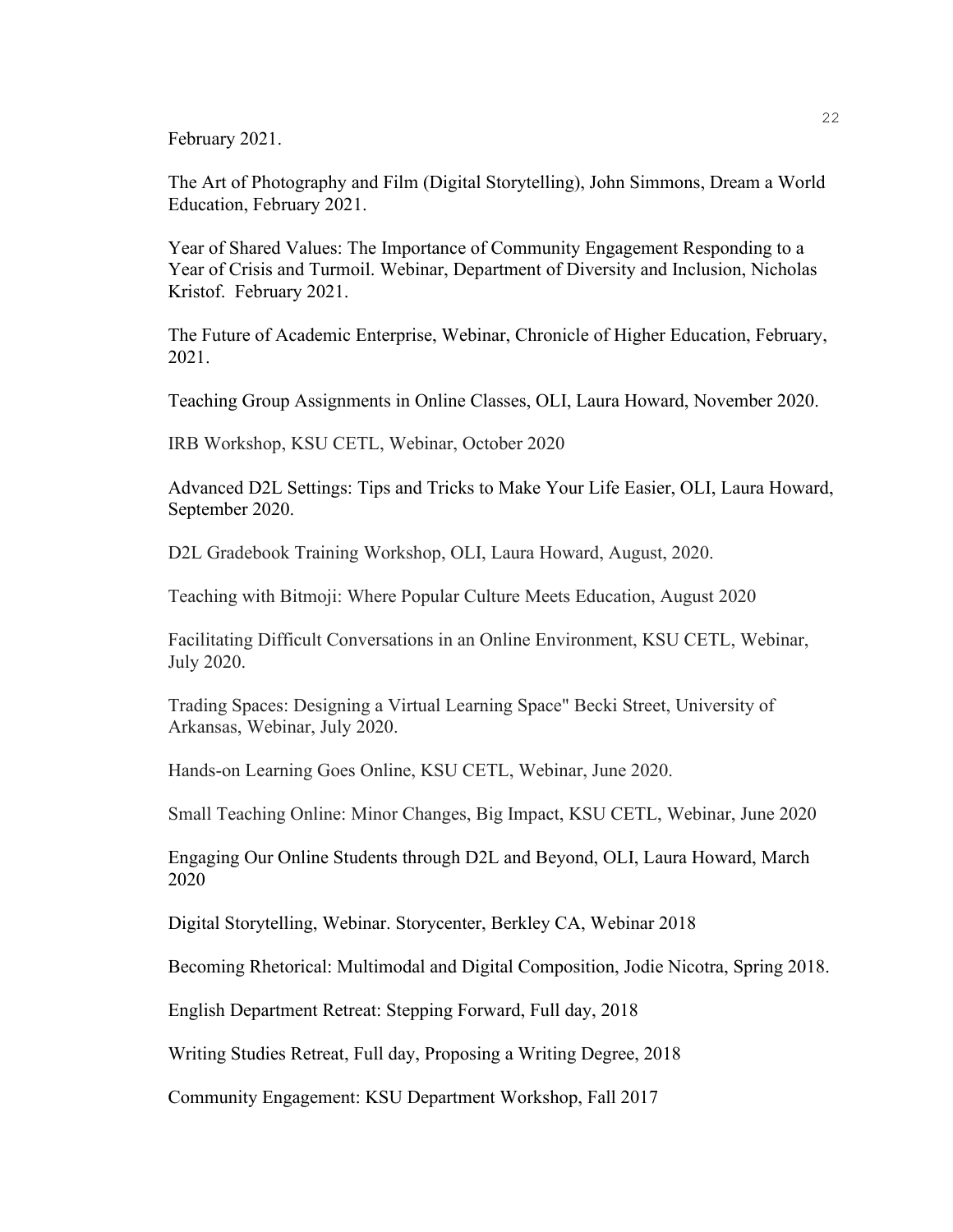February 2021.

The Art of Photography and Film (Digital Storytelling), John Simmons, Dream a World Education, February 2021.

Year of Shared Values: The Importance of Community Engagement Responding to a Year of Crisis and Turmoil. Webinar, Department of Diversity and Inclusion, Nicholas Kristof. February 2021.

The Future of Academic Enterprise, Webinar, Chronicle of Higher Education, February, 2021.

Teaching Group Assignments in Online Classes, OLI, Laura Howard, November 2020.

IRB Workshop, KSU CETL, Webinar, October 2020

Advanced D2L Settings: Tips and Tricks to Make Your Life Easier, OLI, Laura Howard, September 2020.

D2L Gradebook Training Workshop, OLI, Laura Howard, August, 2020.

Teaching with Bitmoji: Where Popular Culture Meets Education, August 2020

Facilitating Difficult Conversations in an Online Environment, KSU CETL, Webinar, July 2020.

Trading Spaces: Designing a Virtual Learning Space" Becki Street, University of Arkansas, Webinar, July 2020.

Hands-on Learning Goes Online, KSU CETL, Webinar, June 2020.

Small Teaching Online: Minor Changes, Big Impact, KSU CETL, Webinar, June 2020

Engaging Our Online Students through D2L and Beyond, OLI, Laura Howard, March 2020

Digital Storytelling, Webinar. Storycenter, Berkley CA, Webinar 2018

Becoming Rhetorical: Multimodal and Digital Composition, Jodie Nicotra, Spring 2018.

English Department Retreat: Stepping Forward, Full day, 2018

Writing Studies Retreat, Full day, Proposing a Writing Degree, 2018

Community Engagement: KSU Department Workshop, Fall 2017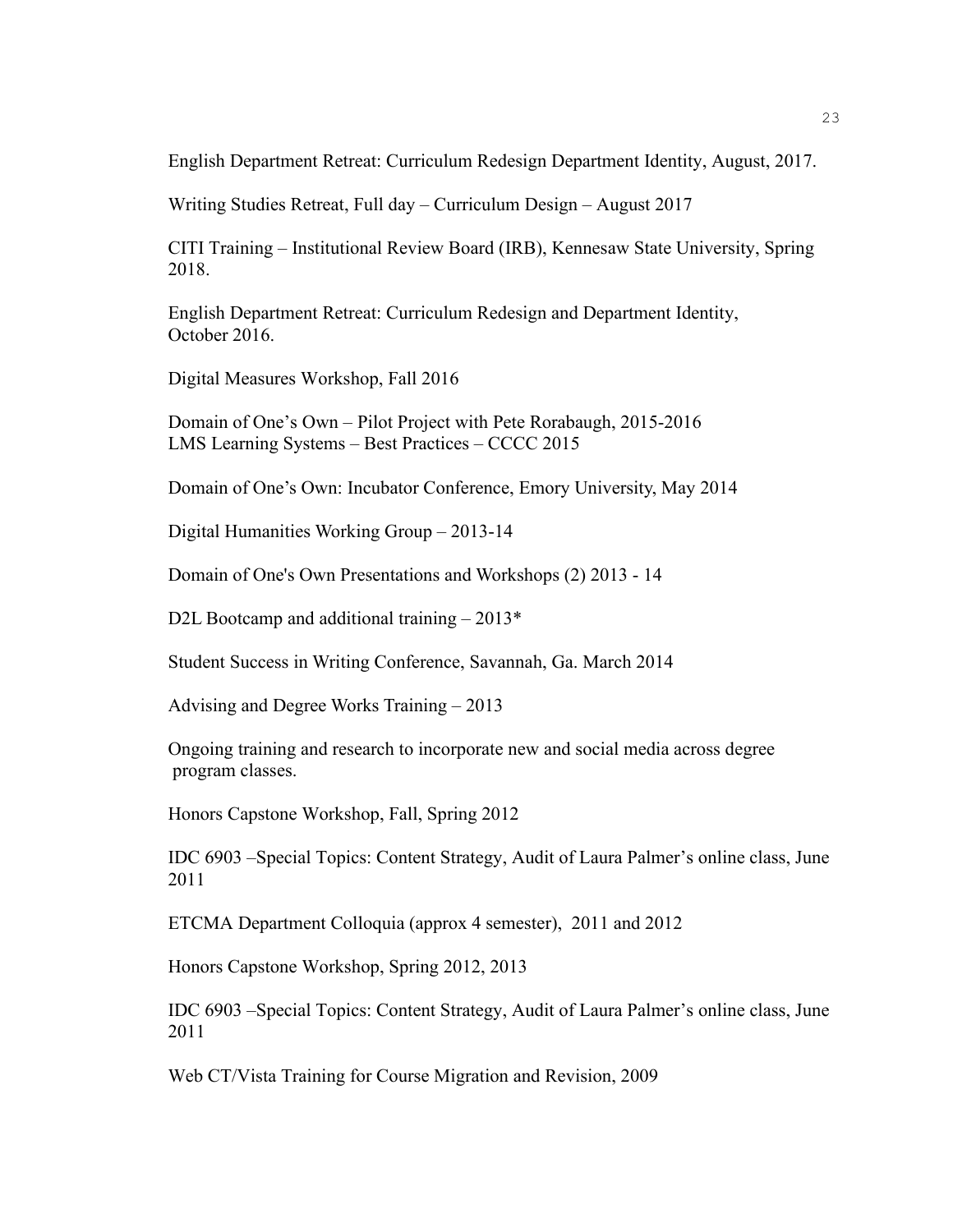English Department Retreat: Curriculum Redesign Department Identity, August, 2017.

Writing Studies Retreat, Full day – Curriculum Design – August 2017

CITI Training – Institutional Review Board (IRB), Kennesaw State University, Spring 2018.

English Department Retreat: Curriculum Redesign and Department Identity, October 2016.

Digital Measures Workshop, Fall 2016

Domain of One's Own – Pilot Project with Pete Rorabaugh, 2015-2016
LMS Learning Systems – Best Practices – CCCC 2015

Domain of One's Own: Incubator Conference, Emory University, May 2014

Digital Humanities Working Group – 2013-14

Domain of One's Own Presentations and Workshops (2) 2013 - 14

D2L Bootcamp and additional training – 2013*

Student Success in Writing Conference, Savannah, Ga. March 2014

Advising and Degree Works Training – 2013

Ongoing training and research to incorporate new and social media across degree program classes.

Honors Capstone Workshop, Fall, Spring 2012

IDC 6903 –Special Topics: Content Strategy, Audit of Laura Palmer's online class, June 2011

ETCMA Department Colloquia (approx 4 semester), 2011 and 2012

Honors Capstone Workshop, Spring 2012, 2013

IDC 6903 –Special Topics: Content Strategy, Audit of Laura Palmer's online class, June 2011

Web CT/Vista Training for Course Migration and Revision, 2009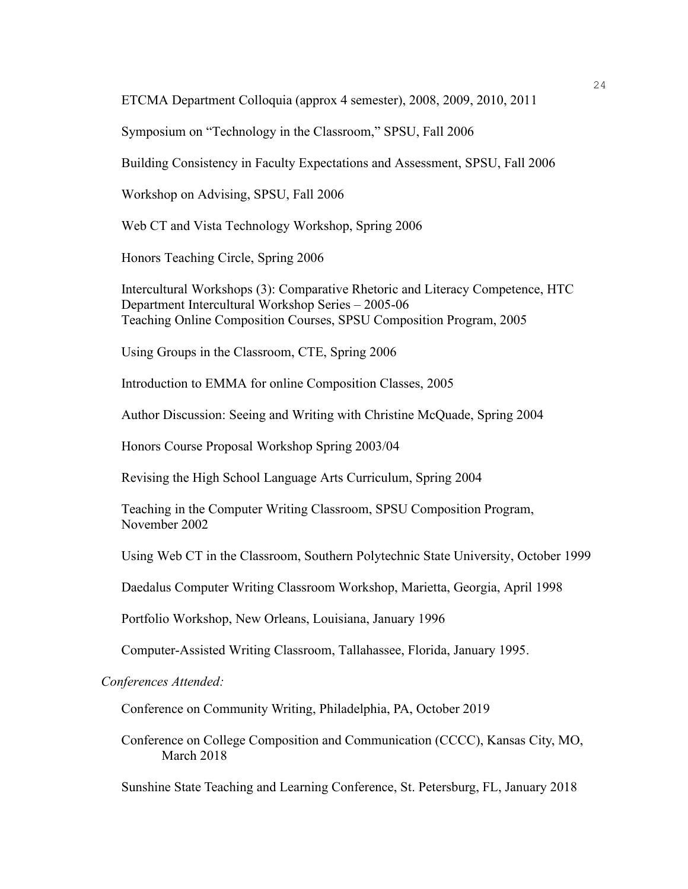ETCMA Department Colloquia (approx 4 semester), 2008, 2009, 2010, 2011

Symposium on "Technology in the Classroom," SPSU, Fall 2006

Building Consistency in Faculty Expectations and Assessment, SPSU, Fall 2006

Workshop on Advising, SPSU, Fall 2006

Web CT and Vista Technology Workshop, Spring 2006

Honors Teaching Circle, Spring 2006

Intercultural Workshops (3): Comparative Rhetoric and Literacy Competence, HTC Department Intercultural Workshop Series – 2005-06
Teaching Online Composition Courses, SPSU Composition Program, 2005

Using Groups in the Classroom, CTE, Spring 2006

Introduction to EMMA for online Composition Classes, 2005

Author Discussion: Seeing and Writing with Christine McQuade, Spring 2004

Honors Course Proposal Workshop Spring 2003/04

Revising the High School Language Arts Curriculum, Spring 2004

Teaching in the Computer Writing Classroom, SPSU Composition Program, November 2002

Using Web CT in the Classroom, Southern Polytechnic State University, October 1999

Daedalus Computer Writing Classroom Workshop, Marietta, Georgia, April 1998

Portfolio Workshop, New Orleans, Louisiana, January 1996

Computer-Assisted Writing Classroom, Tallahassee, Florida, January 1995.

*Conferences Attended:*

Conference on Community Writing, Philadelphia, PA, October 2019

Conference on College Composition and Communication (CCCC), Kansas City, MO, March 2018

Sunshine State Teaching and Learning Conference, St. Petersburg, FL, January 2018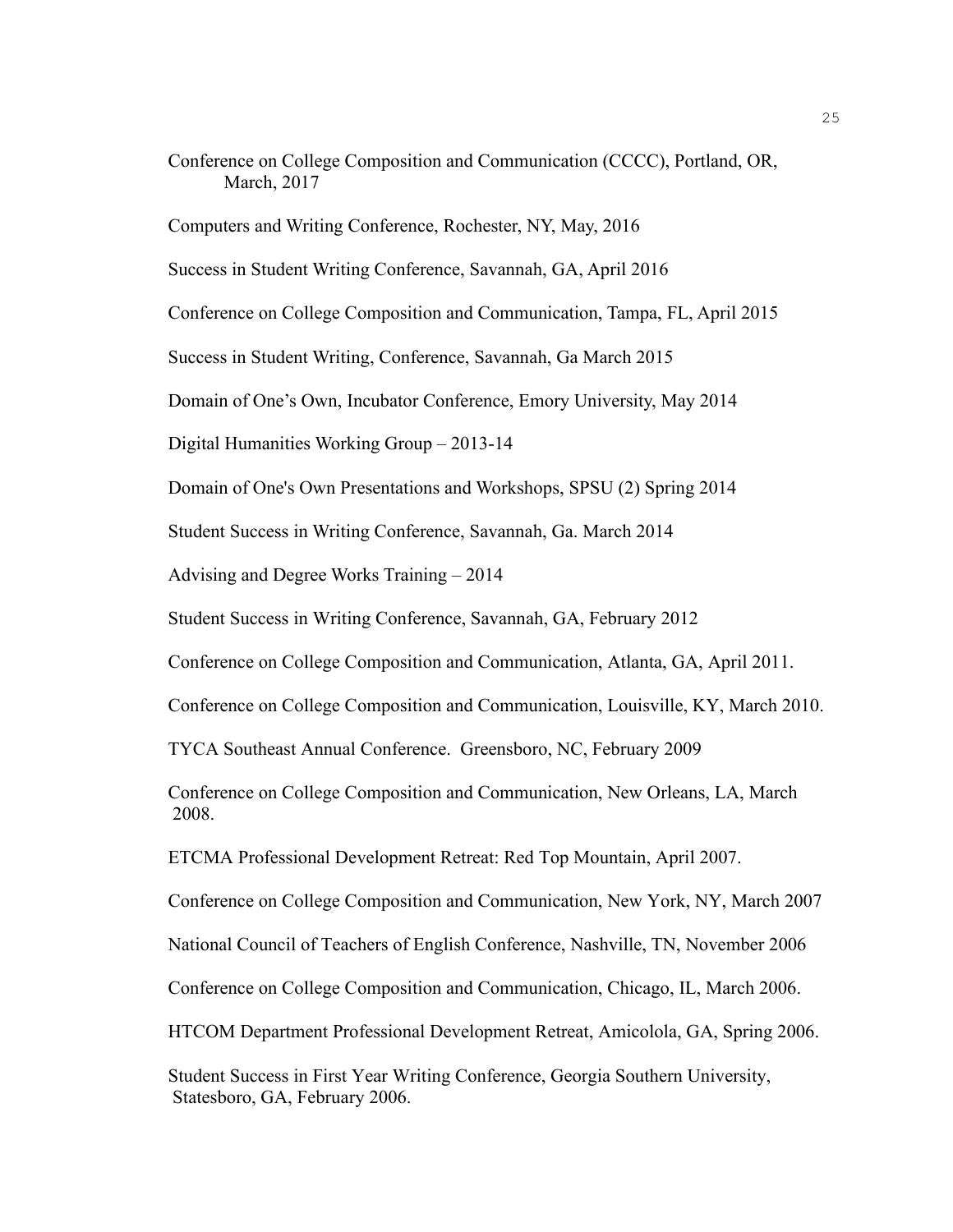Conference on College Composition and Communication (CCCC), Portland, OR, March, 2017

Computers and Writing Conference, Rochester, NY, May, 2016

Success in Student Writing Conference, Savannah, GA, April 2016

Conference on College Composition and Communication, Tampa, FL, April 2015

Success in Student Writing, Conference, Savannah, Ga March 2015

Domain of One's Own, Incubator Conference, Emory University, May 2014

Digital Humanities Working Group – 2013-14

Domain of One's Own Presentations and Workshops, SPSU (2) Spring 2014

Student Success in Writing Conference, Savannah, Ga. March 2014

Advising and Degree Works Training – 2014

Student Success in Writing Conference, Savannah, GA, February 2012

Conference on College Composition and Communication, Atlanta, GA, April 2011.

Conference on College Composition and Communication, Louisville, KY, March 2010.

TYCA Southeast Annual Conference. Greensboro, NC, February 2009

Conference on College Composition and Communication, New Orleans, LA, March 2008.

ETCMA Professional Development Retreat: Red Top Mountain, April 2007.

Conference on College Composition and Communication, New York, NY, March 2007

National Council of Teachers of English Conference, Nashville, TN, November 2006

Conference on College Composition and Communication, Chicago, IL, March 2006.

HTCOM Department Professional Development Retreat, Amicolola, GA, Spring 2006.

Student Success in First Year Writing Conference, Georgia Southern University, Statesboro, GA, February 2006.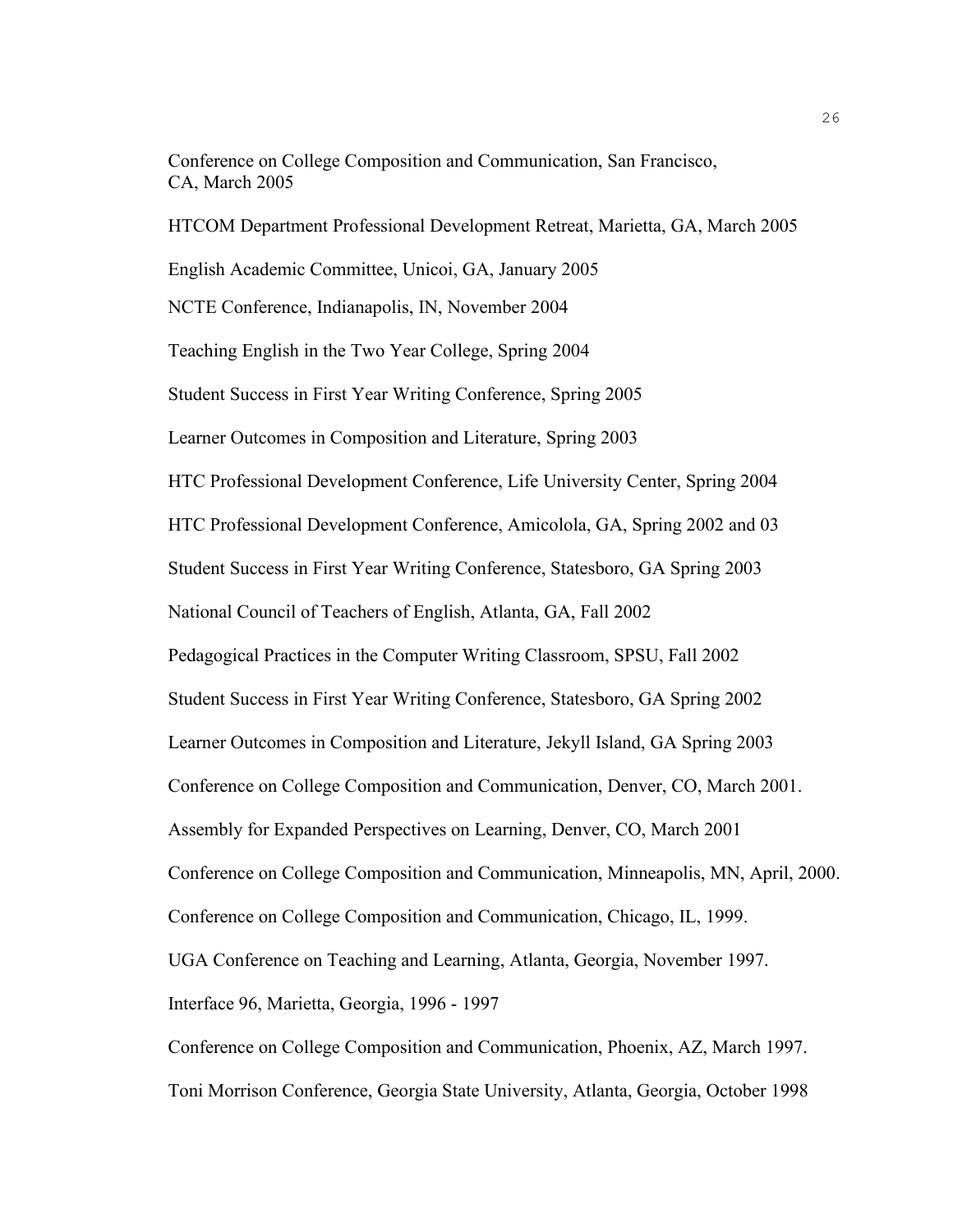Conference on College Composition and Communication, San Francisco, CA, March 2005

HTCOM Department Professional Development Retreat, Marietta, GA, March 2005

English Academic Committee, Unicoi, GA, January 2005

NCTE Conference, Indianapolis, IN, November 2004

Teaching English in the Two Year College, Spring 2004

Student Success in First Year Writing Conference, Spring 2005

Learner Outcomes in Composition and Literature, Spring 2003

HTC Professional Development Conference, Life University Center, Spring 2004

HTC Professional Development Conference, Amicolola, GA, Spring 2002 and 03

Student Success in First Year Writing Conference, Statesboro, GA Spring 2003

National Council of Teachers of English, Atlanta, GA, Fall 2002

Pedagogical Practices in the Computer Writing Classroom, SPSU, Fall 2002

Student Success in First Year Writing Conference, Statesboro, GA Spring 2002

Learner Outcomes in Composition and Literature, Jekyll Island, GA Spring 2003

Conference on College Composition and Communication, Denver, CO, March 2001.

Assembly for Expanded Perspectives on Learning, Denver, CO, March 2001

Conference on College Composition and Communication, Minneapolis, MN, April, 2000.

Conference on College Composition and Communication, Chicago, IL, 1999.

UGA Conference on Teaching and Learning, Atlanta, Georgia, November 1997.

Interface 96, Marietta, Georgia, 1996 - 1997

Conference on College Composition and Communication, Phoenix, AZ, March 1997.

Toni Morrison Conference, Georgia State University, Atlanta, Georgia, October 1998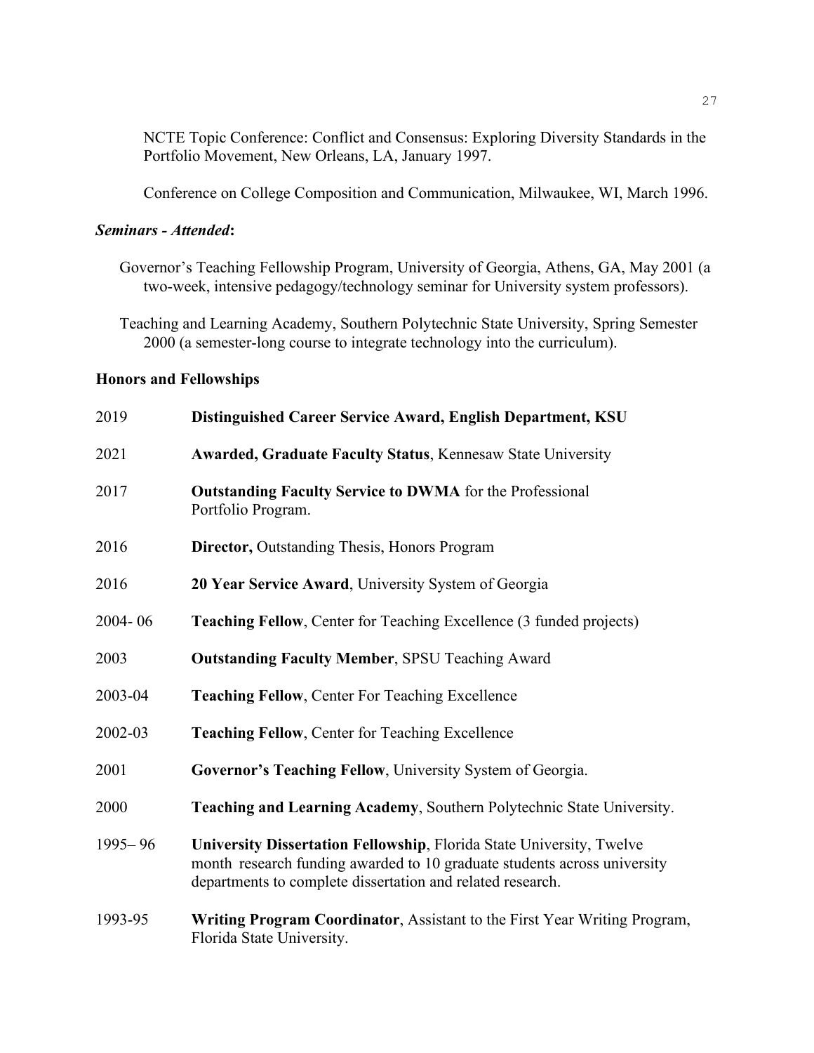NCTE Topic Conference: Conflict and Consensus: Exploring Diversity Standards in the Portfolio Movement, New Orleans, LA, January 1997.

Conference on College Composition and Communication, Milwaukee, WI, March 1996.

***Seminars - Attended*:**

Governor's Teaching Fellowship Program, University of Georgia, Athens, GA, May 2001 (a two-week, intensive pedagogy/technology seminar for University system professors).

Teaching and Learning Academy, Southern Polytechnic State University, Spring Semester 2000 (a semester-long course to integrate technology into the curriculum).

**Honors and Fellowships**

| | |
|---|---|
| 2019 | **Distinguished Career Service Award, English Department, KSU** |
| 2021 | **Awarded, Graduate Faculty Status**, Kennesaw State University |
| 2017 | **Outstanding Faculty Service to DWMA** for the Professional Portfolio Program. |
| 2016 | **Director,** Outstanding Thesis, Honors Program |
| 2016 | **20 Year Service Award**, University System of Georgia |
| 2004- 06 | **Teaching Fellow**, Center for Teaching Excellence (3 funded projects) |
| 2003 | **Outstanding Faculty Member**, SPSU Teaching Award |
| 2003-04 | **Teaching Fellow**, Center For Teaching Excellence |
| 2002-03 | **Teaching Fellow**, Center for Teaching Excellence |
| 2001 | **Governor's Teaching Fellow**, University System of Georgia. |
| 2000 | **Teaching and Learning Academy**, Southern Polytechnic State University. |
| 1995– 96 | **University Dissertation Fellowship**, Florida State University, Twelve month research funding awarded to 10 graduate students across university departments to complete dissertation and related research. |
| 1993-95 | **Writing Program Coordinator**, Assistant to the First Year Writing Program, Florida State University. |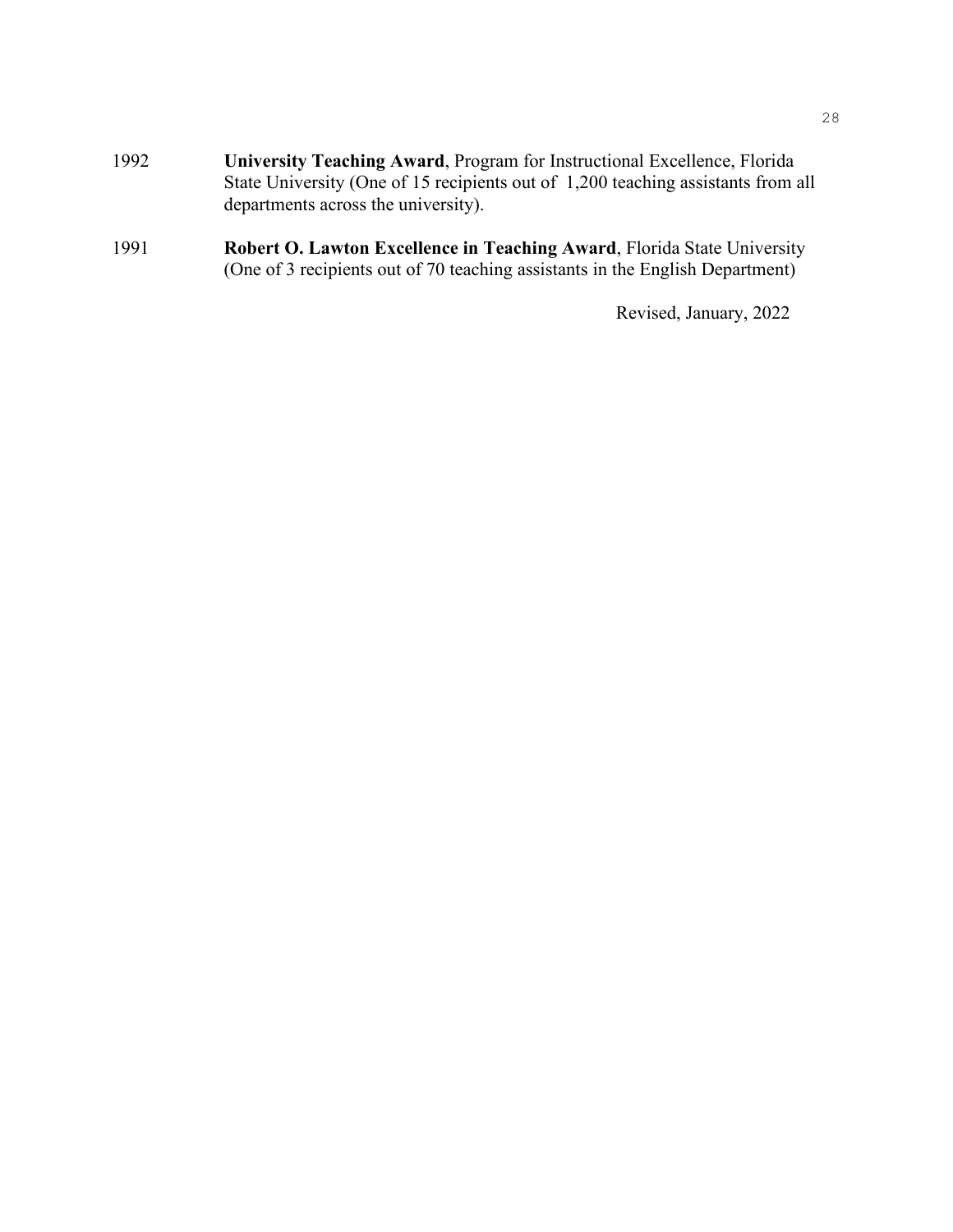1992 **University Teaching Award**, Program for Instructional Excellence, Florida State University (One of 15 recipients out of 1,200 teaching assistants from all departments across the university).

1991 **Robert O. Lawton Excellence in Teaching Award**, Florida State University (One of 3 recipients out of 70 teaching assistants in the English Department)

Revised, January, 2022